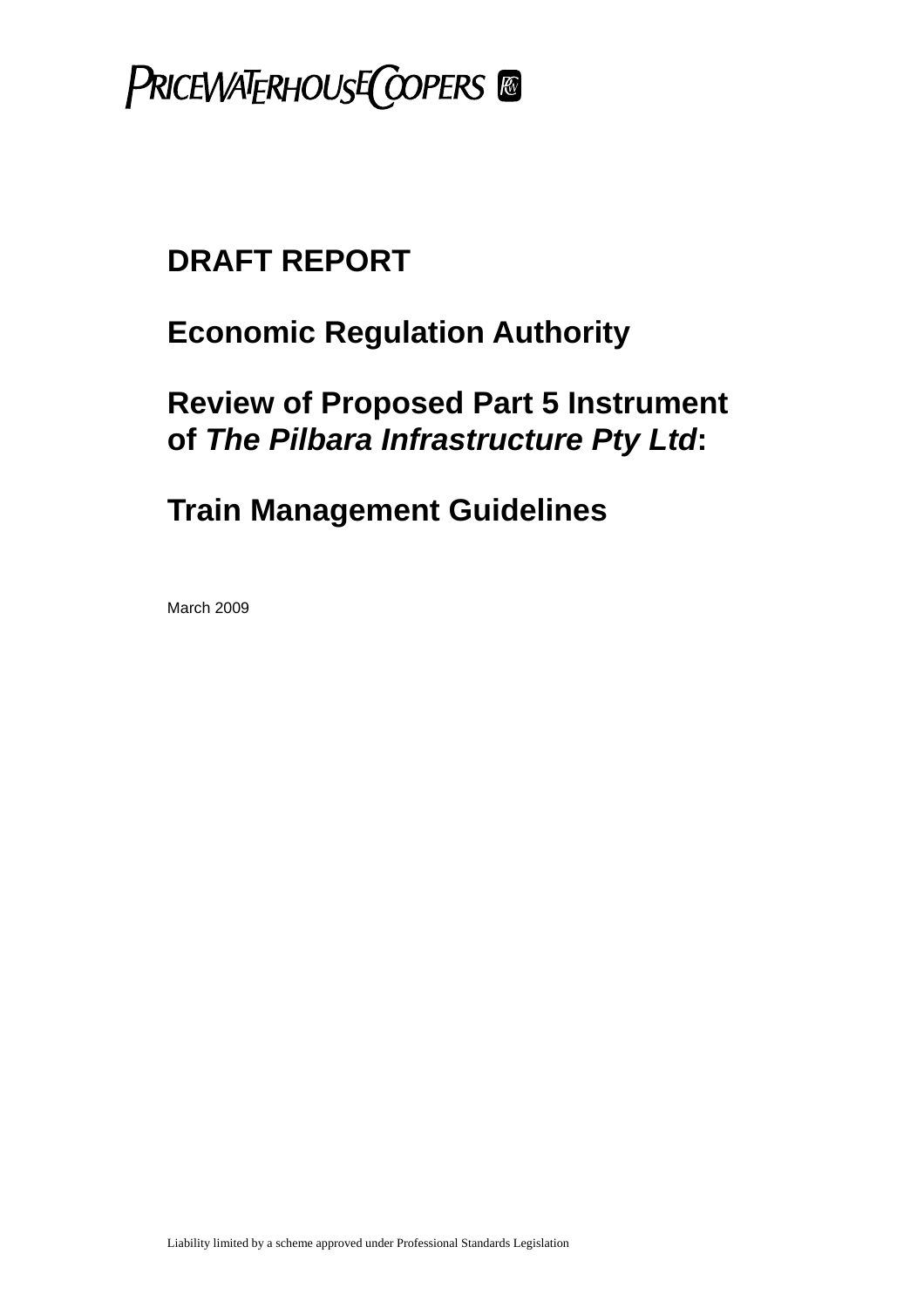PRICEWATERHOUSECOOPERS

# DRAFT REPORT

# Economic Regulation Authority

# Review of Proposed Part 5 Instrument of *The Pilbara Infrastructure Pty Ltd*:

# Train Management Guidelines

March 2009

Liability limited by a scheme approved under Professional Standards Legislation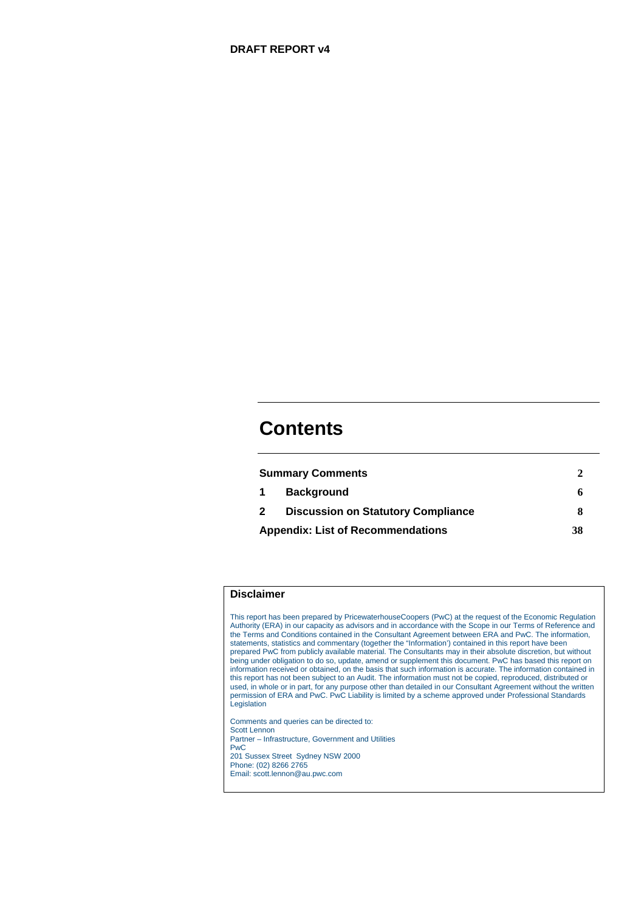**DRAFT REPORT v4**

# Contents

| | | |
|---|---|---|
| **Summary Comments** | | **2** |
| **1** | **Background** | **6** |
| **2** | **Discussion on Statutory Compliance** | **8** |
| **Appendix: List of Recommendations** | | **38** |

## Disclaimer

This report has been prepared by PricewaterhouseCoopers (PwC) at the request of the Economic Regulation Authority (ERA) in our capacity as advisors and in accordance with the Scope in our Terms of Reference and the Terms and Conditions contained in the Consultant Agreement between ERA and PwC. The information, statements, statistics and commentary (together the "Information') contained in this report have been prepared PwC from publicly available material. The Consultants may in their absolute discretion, but without being under obligation to do so, update, amend or supplement this document. PwC has based this report on information received or obtained, on the basis that such information is accurate. The information contained in this report has not been subject to an Audit. The information must not be copied, reproduced, distributed or used, in whole or in part, for any purpose other than detailed in our Consultant Agreement without the written permission of ERA and PwC. PwC Liability is limited by a scheme approved under Professional Standards Legislation

Comments and queries can be directed to:
Scott Lennon
Partner – Infrastructure, Government and Utilities
PwC
201 Sussex Street Sydney NSW 2000
Phone: (02) 8266 2765
Email: scott.lennon@au.pwc.com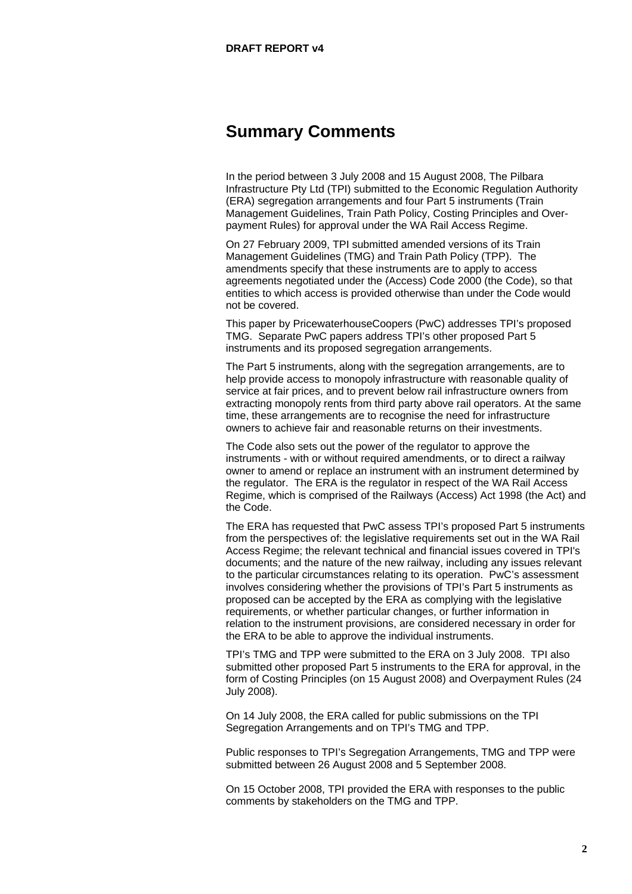# Summary Comments

In the period between 3 July 2008 and 15 August 2008, The Pilbara Infrastructure Pty Ltd (TPI) submitted to the Economic Regulation Authority (ERA) segregation arrangements and four Part 5 instruments (Train Management Guidelines, Train Path Policy, Costing Principles and Over-payment Rules) for approval under the WA Rail Access Regime.

On 27 February 2009, TPI submitted amended versions of its Train Management Guidelines (TMG) and Train Path Policy (TPP). The amendments specify that these instruments are to apply to access agreements negotiated under the (Access) Code 2000 (the Code), so that entities to which access is provided otherwise than under the Code would not be covered.

This paper by PricewaterhouseCoopers (PwC) addresses TPI's proposed TMG. Separate PwC papers address TPI's other proposed Part 5 instruments and its proposed segregation arrangements.

The Part 5 instruments, along with the segregation arrangements, are to help provide access to monopoly infrastructure with reasonable quality of service at fair prices, and to prevent below rail infrastructure owners from extracting monopoly rents from third party above rail operators. At the same time, these arrangements are to recognise the need for infrastructure owners to achieve fair and reasonable returns on their investments.

The Code also sets out the power of the regulator to approve the instruments - with or without required amendments, or to direct a railway owner to amend or replace an instrument with an instrument determined by the regulator. The ERA is the regulator in respect of the WA Rail Access Regime, which is comprised of the Railways (Access) Act 1998 (the Act) and the Code.

The ERA has requested that PwC assess TPI's proposed Part 5 instruments from the perspectives of: the legislative requirements set out in the WA Rail Access Regime; the relevant technical and financial issues covered in TPI's documents; and the nature of the new railway, including any issues relevant to the particular circumstances relating to its operation. PwC's assessment involves considering whether the provisions of TPI's Part 5 instruments as proposed can be accepted by the ERA as complying with the legislative requirements, or whether particular changes, or further information in relation to the instrument provisions, are considered necessary in order for the ERA to be able to approve the individual instruments.

TPI's TMG and TPP were submitted to the ERA on 3 July 2008. TPI also submitted other proposed Part 5 instruments to the ERA for approval, in the form of Costing Principles (on 15 August 2008) and Overpayment Rules (24 July 2008).

On 14 July 2008, the ERA called for public submissions on the TPI Segregation Arrangements and on TPI's TMG and TPP.

Public responses to TPI's Segregation Arrangements, TMG and TPP were submitted between 26 August 2008 and 5 September 2008.

On 15 October 2008, TPI provided the ERA with responses to the public comments by stakeholders on the TMG and TPP.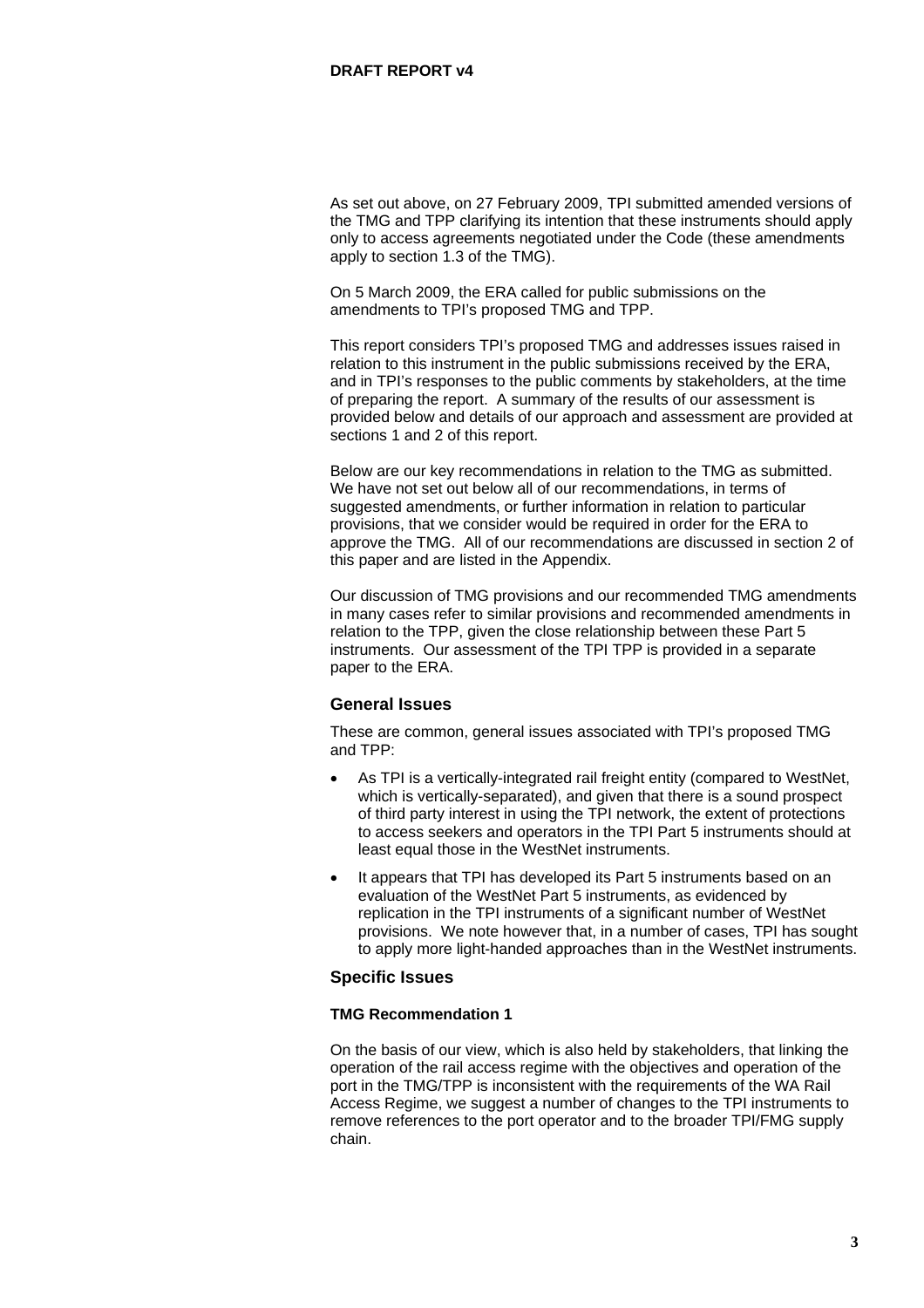As set out above, on 27 February 2009, TPI submitted amended versions of the TMG and TPP clarifying its intention that these instruments should apply only to access agreements negotiated under the Code (these amendments apply to section 1.3 of the TMG).

On 5 March 2009, the ERA called for public submissions on the amendments to TPI's proposed TMG and TPP.

This report considers TPI's proposed TMG and addresses issues raised in relation to this instrument in the public submissions received by the ERA, and in TPI's responses to the public comments by stakeholders, at the time of preparing the report. A summary of the results of our assessment is provided below and details of our approach and assessment are provided at sections 1 and 2 of this report.

Below are our key recommendations in relation to the TMG as submitted. We have not set out below all of our recommendations, in terms of suggested amendments, or further information in relation to particular provisions, that we consider would be required in order for the ERA to approve the TMG. All of our recommendations are discussed in section 2 of this paper and are listed in the Appendix.

Our discussion of TMG provisions and our recommended TMG amendments in many cases refer to similar provisions and recommended amendments in relation to the TPP, given the close relationship between these Part 5 instruments. Our assessment of the TPI TPP is provided in a separate paper to the ERA.

### General Issues

These are common, general issues associated with TPI's proposed TMG and TPP:

- As TPI is a vertically-integrated rail freight entity (compared to WestNet, which is vertically-separated), and given that there is a sound prospect of third party interest in using the TPI network, the extent of protections to access seekers and operators in the TPI Part 5 instruments should at least equal those in the WestNet instruments.
- It appears that TPI has developed its Part 5 instruments based on an evaluation of the WestNet Part 5 instruments, as evidenced by replication in the TPI instruments of a significant number of WestNet provisions. We note however that, in a number of cases, TPI has sought to apply more light-handed approaches than in the WestNet instruments.

### Specific Issues

#### TMG Recommendation 1

On the basis of our view, which is also held by stakeholders, that linking the operation of the rail access regime with the objectives and operation of the port in the TMG/TPP is inconsistent with the requirements of the WA Rail Access Regime, we suggest a number of changes to the TPI instruments to remove references to the port operator and to the broader TPI/FMG supply chain.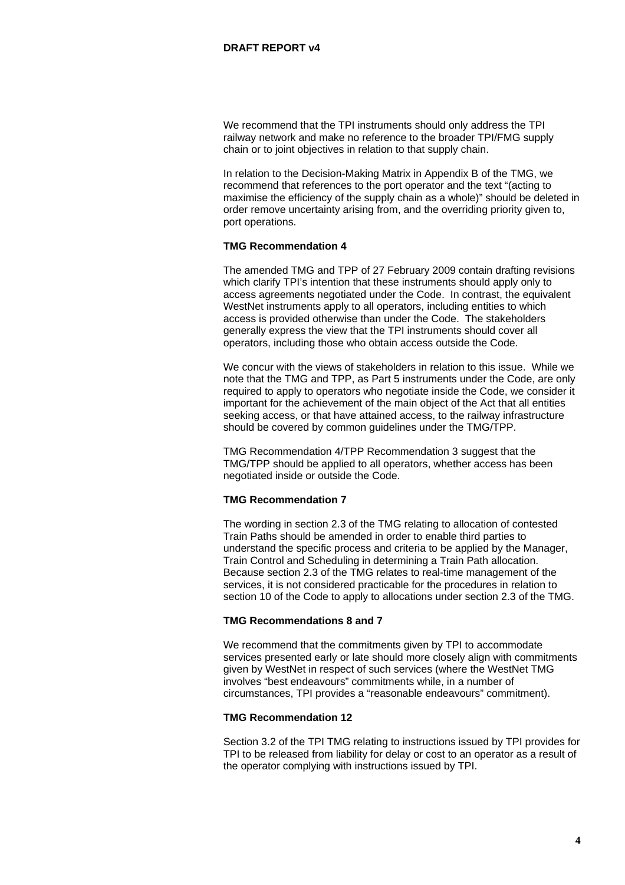We recommend that the TPI instruments should only address the TPI railway network and make no reference to the broader TPI/FMG supply chain or to joint objectives in relation to that supply chain.

In relation to the Decision-Making Matrix in Appendix B of the TMG, we recommend that references to the port operator and the text "(acting to maximise the efficiency of the supply chain as a whole)" should be deleted in order remove uncertainty arising from, and the overriding priority given to, port operations.

**TMG Recommendation 4**

The amended TMG and TPP of 27 February 2009 contain drafting revisions which clarify TPI's intention that these instruments should apply only to access agreements negotiated under the Code. In contrast, the equivalent WestNet instruments apply to all operators, including entities to which access is provided otherwise than under the Code. The stakeholders generally express the view that the TPI instruments should cover all operators, including those who obtain access outside the Code.

We concur with the views of stakeholders in relation to this issue. While we note that the TMG and TPP, as Part 5 instruments under the Code, are only required to apply to operators who negotiate inside the Code, we consider it important for the achievement of the main object of the Act that all entities seeking access, or that have attained access, to the railway infrastructure should be covered by common guidelines under the TMG/TPP.

TMG Recommendation 4/TPP Recommendation 3 suggest that the TMG/TPP should be applied to all operators, whether access has been negotiated inside or outside the Code.

**TMG Recommendation 7**

The wording in section 2.3 of the TMG relating to allocation of contested Train Paths should be amended in order to enable third parties to understand the specific process and criteria to be applied by the Manager, Train Control and Scheduling in determining a Train Path allocation. Because section 2.3 of the TMG relates to real-time management of the services, it is not considered practicable for the procedures in relation to section 10 of the Code to apply to allocations under section 2.3 of the TMG.

**TMG Recommendations 8 and 7**

We recommend that the commitments given by TPI to accommodate services presented early or late should more closely align with commitments given by WestNet in respect of such services (where the WestNet TMG involves "best endeavours" commitments while, in a number of circumstances, TPI provides a "reasonable endeavours" commitment).

**TMG Recommendation 12**

Section 3.2 of the TPI TMG relating to instructions issued by TPI provides for TPI to be released from liability for delay or cost to an operator as a result of the operator complying with instructions issued by TPI.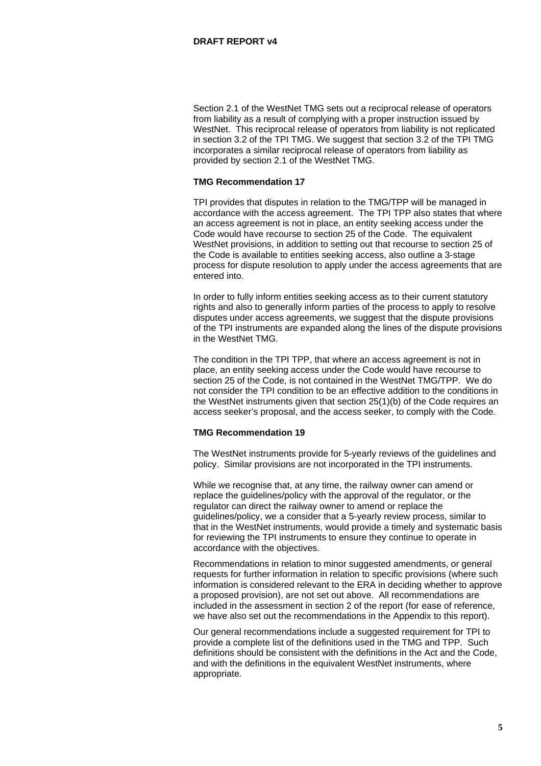Section 2.1 of the WestNet TMG sets out a reciprocal release of operators from liability as a result of complying with a proper instruction issued by WestNet. This reciprocal release of operators from liability is not replicated in section 3.2 of the TPI TMG. We suggest that section 3.2 of the TPI TMG incorporates a similar reciprocal release of operators from liability as provided by section 2.1 of the WestNet TMG.

**TMG Recommendation 17**

TPI provides that disputes in relation to the TMG/TPP will be managed in accordance with the access agreement. The TPI TPP also states that where an access agreement is not in place, an entity seeking access under the Code would have recourse to section 25 of the Code. The equivalent WestNet provisions, in addition to setting out that recourse to section 25 of the Code is available to entities seeking access, also outline a 3-stage process for dispute resolution to apply under the access agreements that are entered into.

In order to fully inform entities seeking access as to their current statutory rights and also to generally inform parties of the process to apply to resolve disputes under access agreements, we suggest that the dispute provisions of the TPI instruments are expanded along the lines of the dispute provisions in the WestNet TMG.

The condition in the TPI TPP, that where an access agreement is not in place, an entity seeking access under the Code would have recourse to section 25 of the Code, is not contained in the WestNet TMG/TPP. We do not consider the TPI condition to be an effective addition to the conditions in the WestNet instruments given that section 25(1)(b) of the Code requires an access seeker's proposal, and the access seeker, to comply with the Code.

**TMG Recommendation 19**

The WestNet instruments provide for 5-yearly reviews of the guidelines and policy. Similar provisions are not incorporated in the TPI instruments.

While we recognise that, at any time, the railway owner can amend or replace the guidelines/policy with the approval of the regulator, or the regulator can direct the railway owner to amend or replace the guidelines/policy, we a consider that a 5-yearly review process, similar to that in the WestNet instruments, would provide a timely and systematic basis for reviewing the TPI instruments to ensure they continue to operate in accordance with the objectives.

Recommendations in relation to minor suggested amendments, or general requests for further information in relation to specific provisions (where such information is considered relevant to the ERA in deciding whether to approve a proposed provision), are not set out above. All recommendations are included in the assessment in section 2 of the report (for ease of reference, we have also set out the recommendations in the Appendix to this report).

Our general recommendations include a suggested requirement for TPI to provide a complete list of the definitions used in the TMG and TPP. Such definitions should be consistent with the definitions in the Act and the Code, and with the definitions in the equivalent WestNet instruments, where appropriate.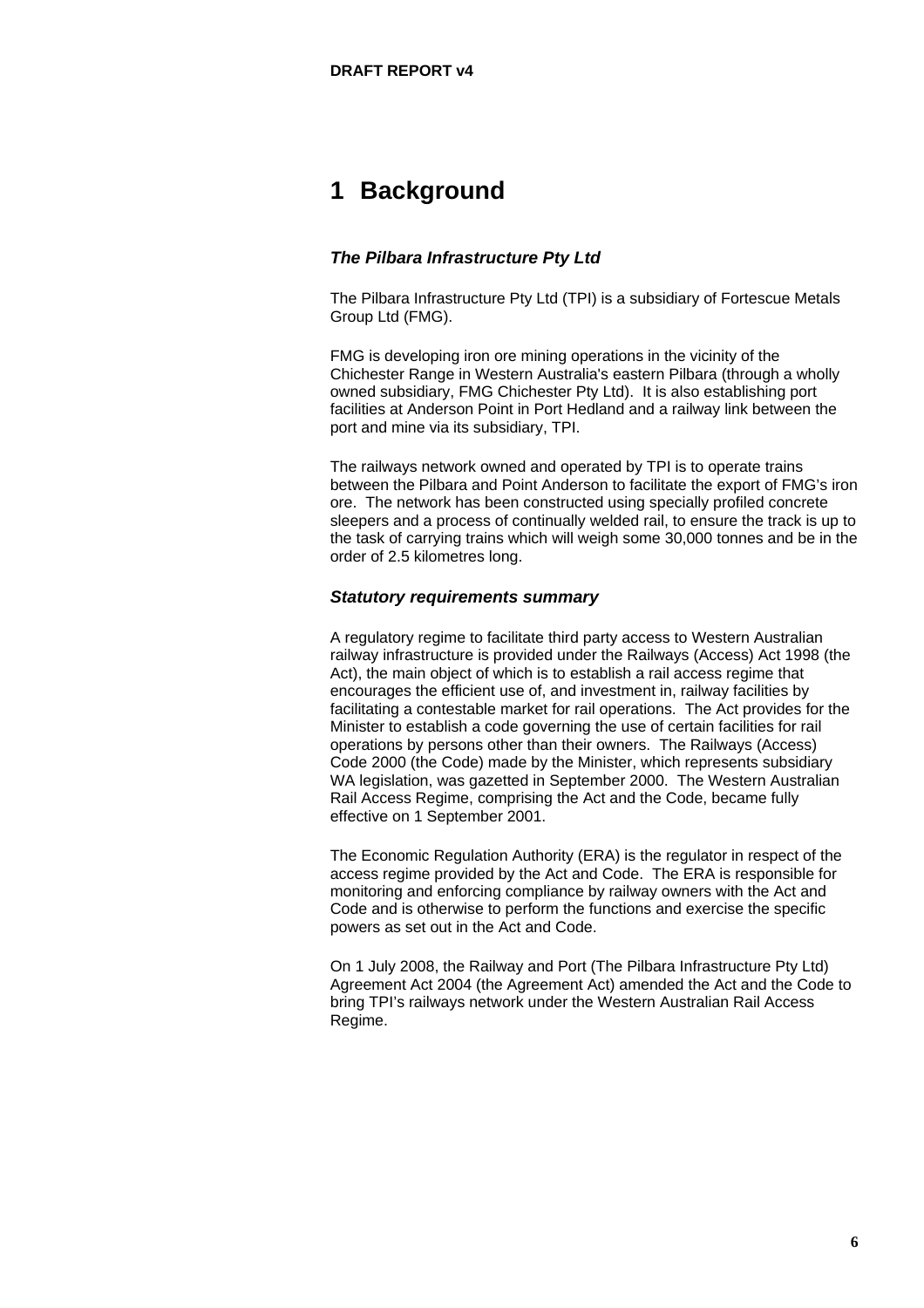# 1 Background

### *The Pilbara Infrastructure Pty Ltd*

The Pilbara Infrastructure Pty Ltd (TPI) is a subsidiary of Fortescue Metals Group Ltd (FMG).

FMG is developing iron ore mining operations in the vicinity of the Chichester Range in Western Australia's eastern Pilbara (through a wholly owned subsidiary, FMG Chichester Pty Ltd). It is also establishing port facilities at Anderson Point in Port Hedland and a railway link between the port and mine via its subsidiary, TPI.

The railways network owned and operated by TPI is to operate trains between the Pilbara and Point Anderson to facilitate the export of FMG's iron ore. The network has been constructed using specially profiled concrete sleepers and a process of continually welded rail, to ensure the track is up to the task of carrying trains which will weigh some 30,000 tonnes and be in the order of 2.5 kilometres long.

### *Statutory requirements summary*

A regulatory regime to facilitate third party access to Western Australian railway infrastructure is provided under the Railways (Access) Act 1998 (the Act), the main object of which is to establish a rail access regime that encourages the efficient use of, and investment in, railway facilities by facilitating a contestable market for rail operations. The Act provides for the Minister to establish a code governing the use of certain facilities for rail operations by persons other than their owners. The Railways (Access) Code 2000 (the Code) made by the Minister, which represents subsidiary WA legislation, was gazetted in September 2000. The Western Australian Rail Access Regime, comprising the Act and the Code, became fully effective on 1 September 2001.

The Economic Regulation Authority (ERA) is the regulator in respect of the access regime provided by the Act and Code. The ERA is responsible for monitoring and enforcing compliance by railway owners with the Act and Code and is otherwise to perform the functions and exercise the specific powers as set out in the Act and Code.

On 1 July 2008, the Railway and Port (The Pilbara Infrastructure Pty Ltd) Agreement Act 2004 (the Agreement Act) amended the Act and the Code to bring TPI's railways network under the Western Australian Rail Access Regime.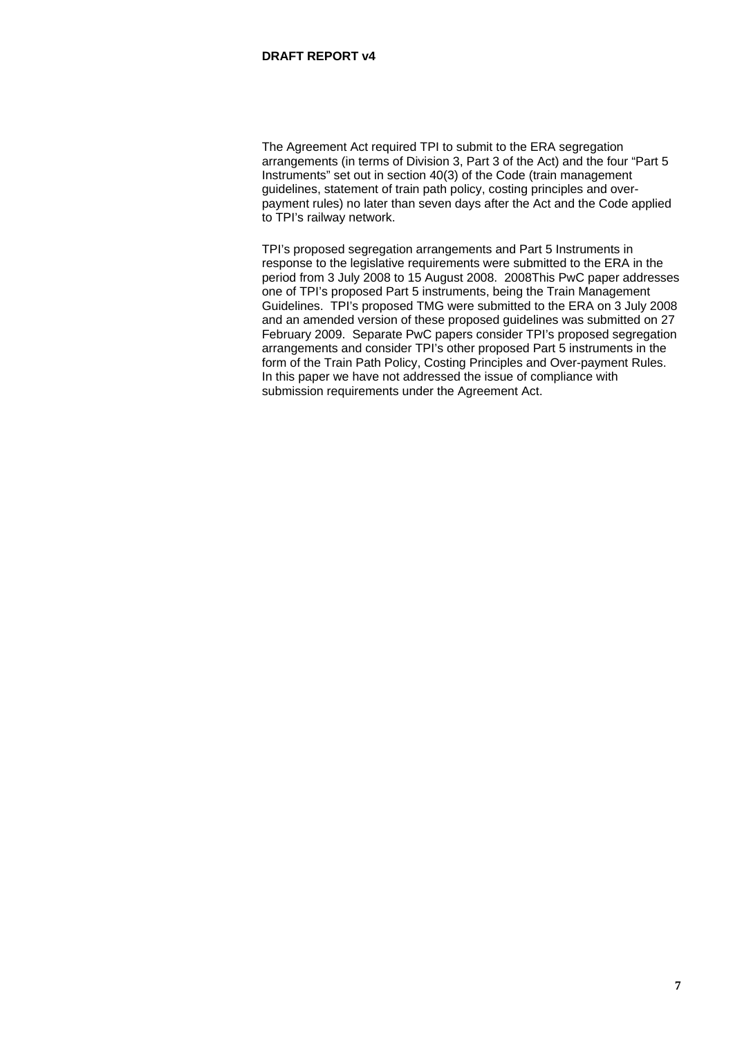The Agreement Act required TPI to submit to the ERA segregation arrangements (in terms of Division 3, Part 3 of the Act) and the four "Part 5 Instruments" set out in section 40(3) of the Code (train management guidelines, statement of train path policy, costing principles and over-payment rules) no later than seven days after the Act and the Code applied to TPI's railway network.

TPI's proposed segregation arrangements and Part 5 Instruments in response to the legislative requirements were submitted to the ERA in the period from 3 July 2008 to 15 August 2008. 2008This PwC paper addresses one of TPI's proposed Part 5 instruments, being the Train Management Guidelines. TPI's proposed TMG were submitted to the ERA on 3 July 2008 and an amended version of these proposed guidelines was submitted on 27 February 2009. Separate PwC papers consider TPI's proposed segregation arrangements and consider TPI's other proposed Part 5 instruments in the form of the Train Path Policy, Costing Principles and Over-payment Rules. In this paper we have not addressed the issue of compliance with submission requirements under the Agreement Act.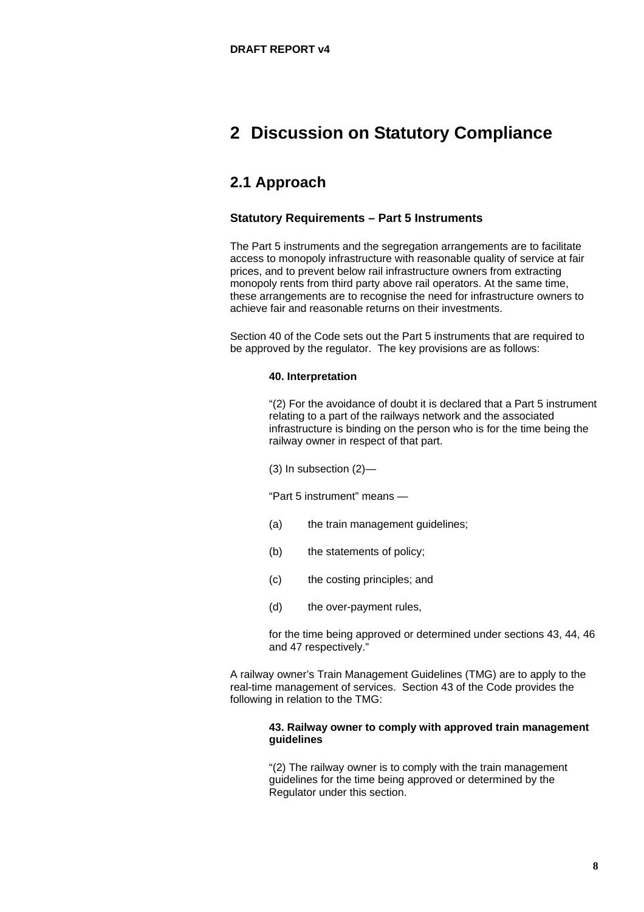# 2 Discussion on Statutory Compliance

## 2.1 Approach

### Statutory Requirements – Part 5 Instruments

The Part 5 instruments and the segregation arrangements are to facilitate access to monopoly infrastructure with reasonable quality of service at fair prices, and to prevent below rail infrastructure owners from extracting monopoly rents from third party above rail operators. At the same time, these arrangements are to recognise the need for infrastructure owners to achieve fair and reasonable returns on their investments.

Section 40 of the Code sets out the Part 5 instruments that are required to be approved by the regulator. The key provisions are as follows:

> **40. Interpretation**
>
> "(2) For the avoidance of doubt it is declared that a Part 5 instrument relating to a part of the railways network and the associated infrastructure is binding on the person who is for the time being the railway owner in respect of that part.
>
> (3) In subsection (2)—
>
> "Part 5 instrument" means —
>
> (a) the train management guidelines;
>
> (b) the statements of policy;
>
> (c) the costing principles; and
>
> (d) the over-payment rules,
>
> for the time being approved or determined under sections 43, 44, 46 and 47 respectively."

A railway owner's Train Management Guidelines (TMG) are to apply to the real-time management of services. Section 43 of the Code provides the following in relation to the TMG:

> **43. Railway owner to comply with approved train management guidelines**
>
> "(2) The railway owner is to comply with the train management guidelines for the time being approved or determined by the Regulator under this section.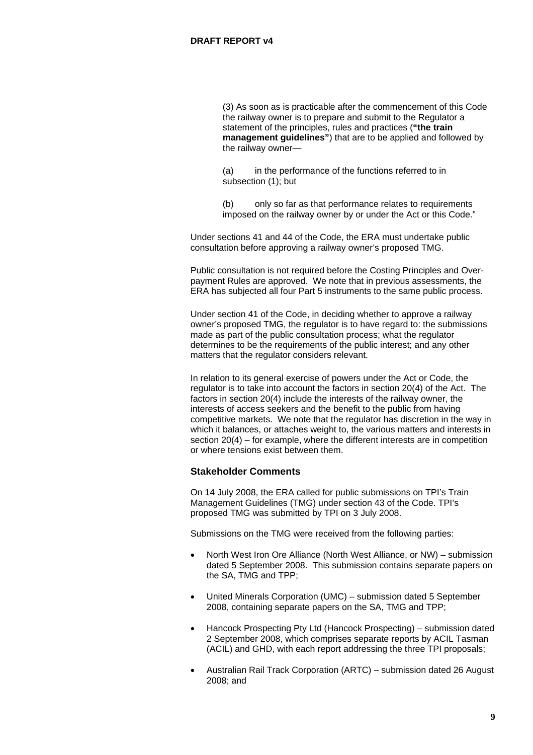(3) As soon as is practicable after the commencement of this Code the railway owner is to prepare and submit to the Regulator a statement of the principles, rules and practices (**"the train management guidelines"**) that are to be applied and followed by the railway owner—

(a) in the performance of the functions referred to in subsection (1); but

(b) only so far as that performance relates to requirements imposed on the railway owner by or under the Act or this Code."

Under sections 41 and 44 of the Code, the ERA must undertake public consultation before approving a railway owner's proposed TMG.

Public consultation is not required before the Costing Principles and Over-payment Rules are approved. We note that in previous assessments, the ERA has subjected all four Part 5 instruments to the same public process.

Under section 41 of the Code, in deciding whether to approve a railway owner's proposed TMG, the regulator is to have regard to: the submissions made as part of the public consultation process; what the regulator determines to be the requirements of the public interest; and any other matters that the regulator considers relevant.

In relation to its general exercise of powers under the Act or Code, the regulator is to take into account the factors in section 20(4) of the Act. The factors in section 20(4) include the interests of the railway owner, the interests of access seekers and the benefit to the public from having competitive markets. We note that the regulator has discretion in the way in which it balances, or attaches weight to, the various matters and interests in section 20(4) – for example, where the different interests are in competition or where tensions exist between them.

### Stakeholder Comments

On 14 July 2008, the ERA called for public submissions on TPI's Train Management Guidelines (TMG) under section 43 of the Code. TPI's proposed TMG was submitted by TPI on 3 July 2008.

Submissions on the TMG were received from the following parties:

- North West Iron Ore Alliance (North West Alliance, or NW) – submission dated 5 September 2008. This submission contains separate papers on the SA, TMG and TPP;
- United Minerals Corporation (UMC) – submission dated 5 September 2008, containing separate papers on the SA, TMG and TPP;
- Hancock Prospecting Pty Ltd (Hancock Prospecting) – submission dated 2 September 2008, which comprises separate reports by ACIL Tasman (ACIL) and GHD, with each report addressing the three TPI proposals;
- Australian Rail Track Corporation (ARTC) – submission dated 26 August 2008; and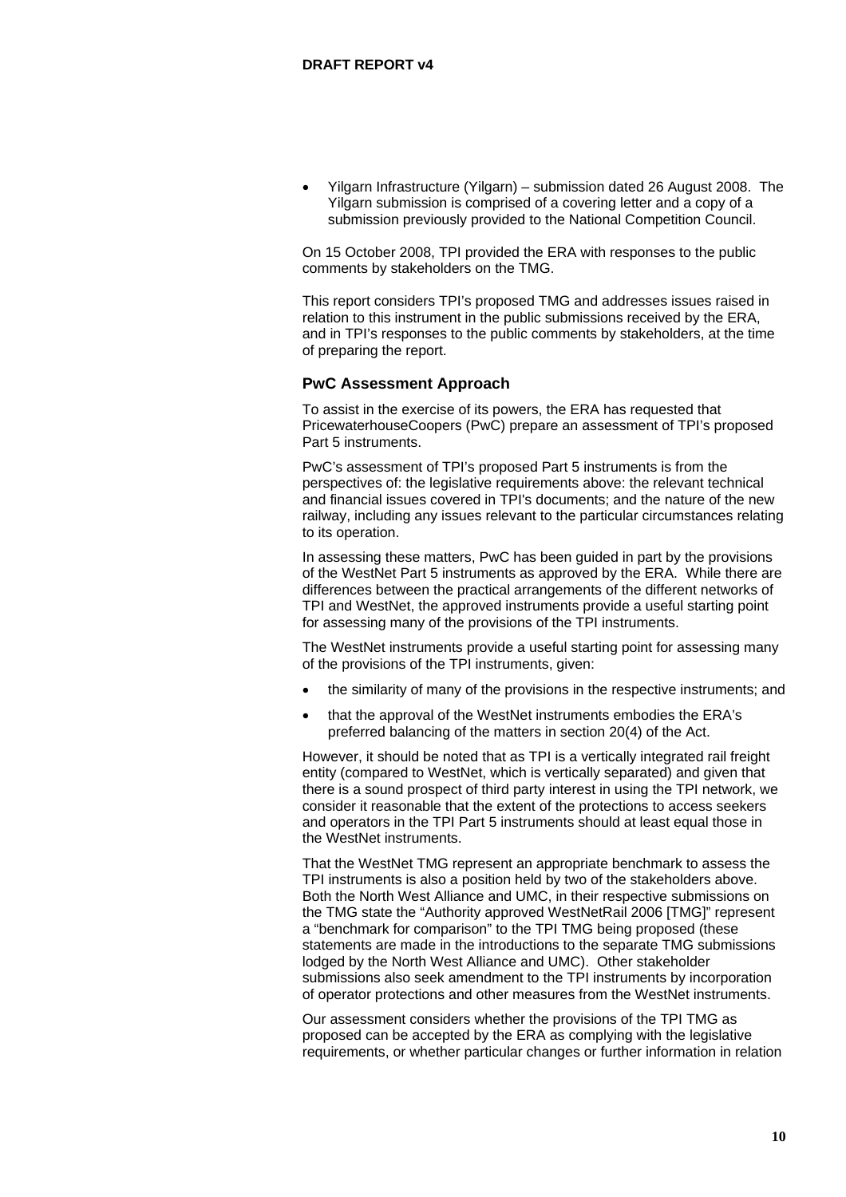- Yilgarn Infrastructure (Yilgarn) – submission dated 26 August 2008. The Yilgarn submission is comprised of a covering letter and a copy of a submission previously provided to the National Competition Council.

On 15 October 2008, TPI provided the ERA with responses to the public comments by stakeholders on the TMG.

This report considers TPI's proposed TMG and addresses issues raised in relation to this instrument in the public submissions received by the ERA, and in TPI's responses to the public comments by stakeholders, at the time of preparing the report.

### PwC Assessment Approach

To assist in the exercise of its powers, the ERA has requested that PricewaterhouseCoopers (PwC) prepare an assessment of TPI's proposed Part 5 instruments.

PwC's assessment of TPI's proposed Part 5 instruments is from the perspectives of: the legislative requirements above: the relevant technical and financial issues covered in TPI's documents; and the nature of the new railway, including any issues relevant to the particular circumstances relating to its operation.

In assessing these matters, PwC has been guided in part by the provisions of the WestNet Part 5 instruments as approved by the ERA. While there are differences between the practical arrangements of the different networks of TPI and WestNet, the approved instruments provide a useful starting point for assessing many of the provisions of the TPI instruments.

The WestNet instruments provide a useful starting point for assessing many of the provisions of the TPI instruments, given:

- the similarity of many of the provisions in the respective instruments; and
- that the approval of the WestNet instruments embodies the ERA's preferred balancing of the matters in section 20(4) of the Act.

However, it should be noted that as TPI is a vertically integrated rail freight entity (compared to WestNet, which is vertically separated) and given that there is a sound prospect of third party interest in using the TPI network, we consider it reasonable that the extent of the protections to access seekers and operators in the TPI Part 5 instruments should at least equal those in the WestNet instruments.

That the WestNet TMG represent an appropriate benchmark to assess the TPI instruments is also a position held by two of the stakeholders above. Both the North West Alliance and UMC, in their respective submissions on the TMG state the "Authority approved WestNetRail 2006 [TMG]" represent a "benchmark for comparison" to the TPI TMG being proposed (these statements are made in the introductions to the separate TMG submissions lodged by the North West Alliance and UMC). Other stakeholder submissions also seek amendment to the TPI instruments by incorporation of operator protections and other measures from the WestNet instruments.

Our assessment considers whether the provisions of the TPI TMG as proposed can be accepted by the ERA as complying with the legislative requirements, or whether particular changes or further information in relation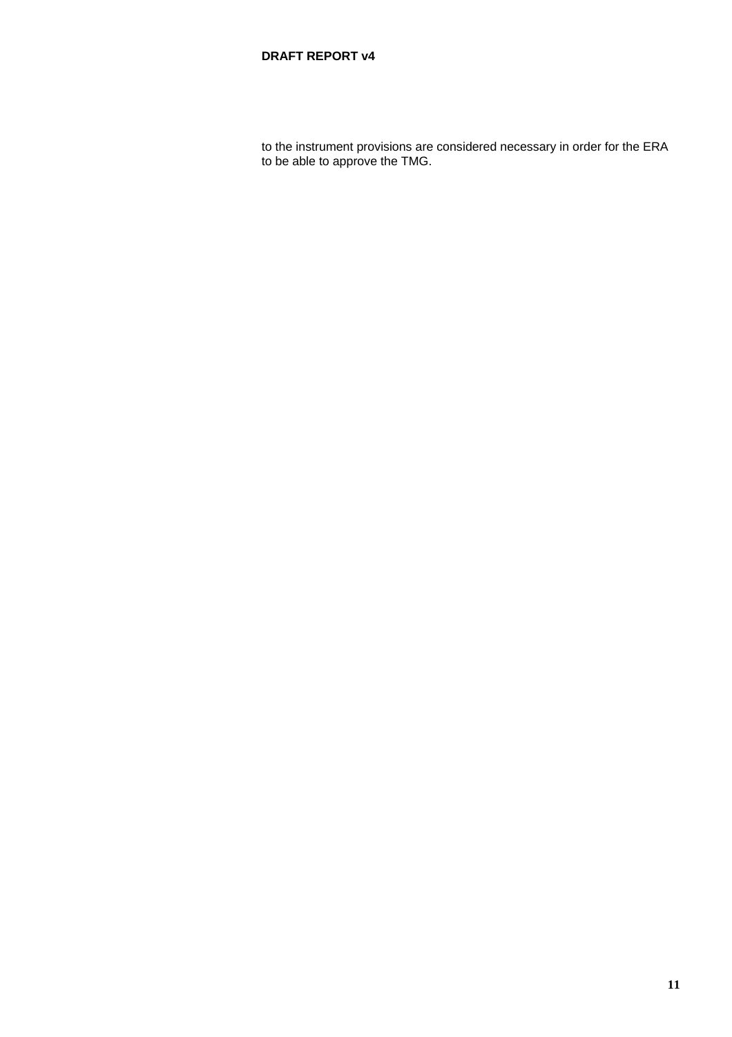to the instrument provisions are considered necessary in order for the ERA to be able to approve the TMG.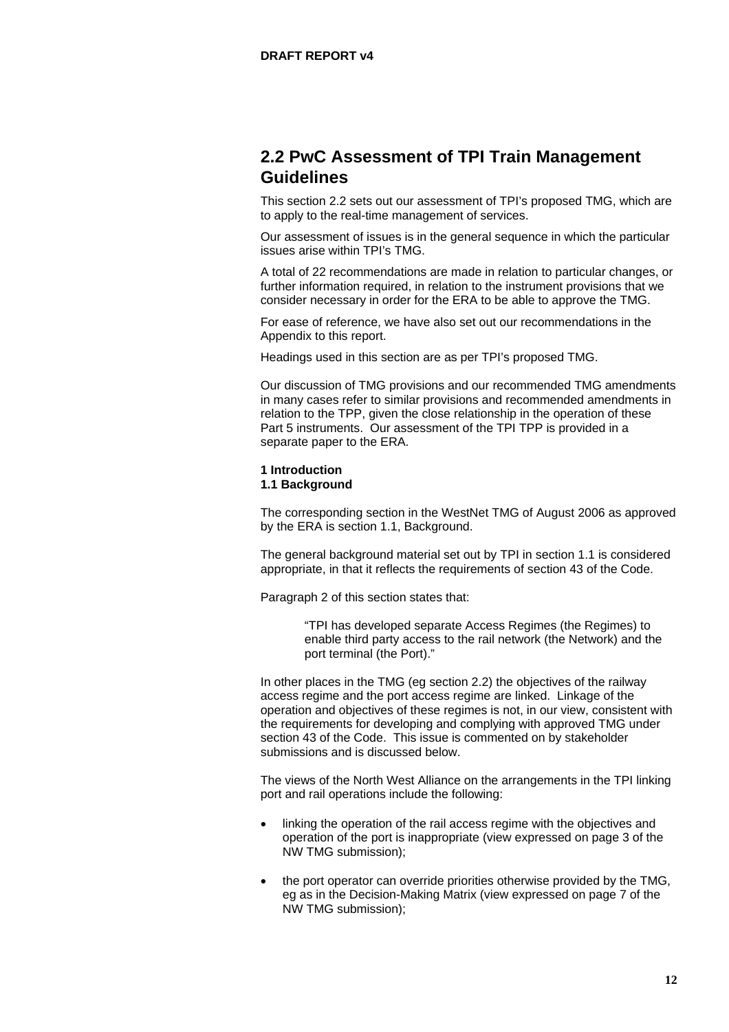## 2.2 PwC Assessment of TPI Train Management Guidelines

This section 2.2 sets out our assessment of TPI's proposed TMG, which are to apply to the real-time management of services.

Our assessment of issues is in the general sequence in which the particular issues arise within TPI's TMG.

A total of 22 recommendations are made in relation to particular changes, or further information required, in relation to the instrument provisions that we consider necessary in order for the ERA to be able to approve the TMG.

For ease of reference, we have also set out our recommendations in the Appendix to this report.

Headings used in this section are as per TPI's proposed TMG.

Our discussion of TMG provisions and our recommended TMG amendments in many cases refer to similar provisions and recommended amendments in relation to the TPP, given the close relationship in the operation of these Part 5 instruments. Our assessment of the TPI TPP is provided in a separate paper to the ERA.

**1 Introduction**
**1.1 Background**

The corresponding section in the WestNet TMG of August 2006 as approved by the ERA is section 1.1, Background.

The general background material set out by TPI in section 1.1 is considered appropriate, in that it reflects the requirements of section 43 of the Code.

Paragraph 2 of this section states that:

> "TPI has developed separate Access Regimes (the Regimes) to enable third party access to the rail network (the Network) and the port terminal (the Port)."

In other places in the TMG (eg section 2.2) the objectives of the railway access regime and the port access regime are linked. Linkage of the operation and objectives of these regimes is not, in our view, consistent with the requirements for developing and complying with approved TMG under section 43 of the Code. This issue is commented on by stakeholder submissions and is discussed below.

The views of the North West Alliance on the arrangements in the TPI linking port and rail operations include the following:

- linking the operation of the rail access regime with the objectives and operation of the port is inappropriate (view expressed on page 3 of the NW TMG submission);
- the port operator can override priorities otherwise provided by the TMG, eg as in the Decision-Making Matrix (view expressed on page 7 of the NW TMG submission);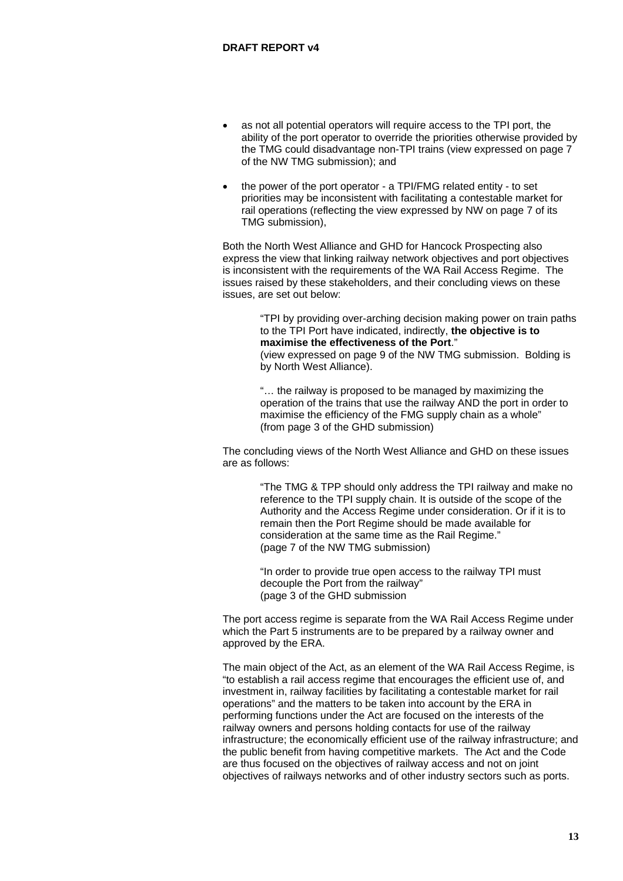- as not all potential operators will require access to the TPI port, the ability of the port operator to override the priorities otherwise provided by the TMG could disadvantage non-TPI trains (view expressed on page 7 of the NW TMG submission); and

- the power of the port operator - a TPI/FMG related entity - to set priorities may be inconsistent with facilitating a contestable market for rail operations (reflecting the view expressed by NW on page 7 of its TMG submission),

Both the North West Alliance and GHD for Hancock Prospecting also express the view that linking railway network objectives and port objectives is inconsistent with the requirements of the WA Rail Access Regime. The issues raised by these stakeholders, and their concluding views on these issues, are set out below:

> "TPI by providing over-arching decision making power on train paths to the TPI Port have indicated, indirectly, **the objective is to maximise the effectiveness of the Port**."
> (view expressed on page 9 of the NW TMG submission. Bolding is by North West Alliance).
>
> "… the railway is proposed to be managed by maximizing the operation of the trains that use the railway AND the port in order to maximise the efficiency of the FMG supply chain as a whole"
> (from page 3 of the GHD submission)

The concluding views of the North West Alliance and GHD on these issues are as follows:

> "The TMG & TPP should only address the TPI railway and make no reference to the TPI supply chain. It is outside of the scope of the Authority and the Access Regime under consideration. Or if it is to remain then the Port Regime should be made available for consideration at the same time as the Rail Regime."
> (page 7 of the NW TMG submission)
>
> "In order to provide true open access to the railway TPI must decouple the Port from the railway"
> (page 3 of the GHD submission

The port access regime is separate from the WA Rail Access Regime under which the Part 5 instruments are to be prepared by a railway owner and approved by the ERA.

The main object of the Act, as an element of the WA Rail Access Regime, is "to establish a rail access regime that encourages the efficient use of, and investment in, railway facilities by facilitating a contestable market for rail operations" and the matters to be taken into account by the ERA in performing functions under the Act are focused on the interests of the railway owners and persons holding contacts for use of the railway infrastructure; the economically efficient use of the railway infrastructure; and the public benefit from having competitive markets. The Act and the Code are thus focused on the objectives of railway access and not on joint objectives of railways networks and of other industry sectors such as ports.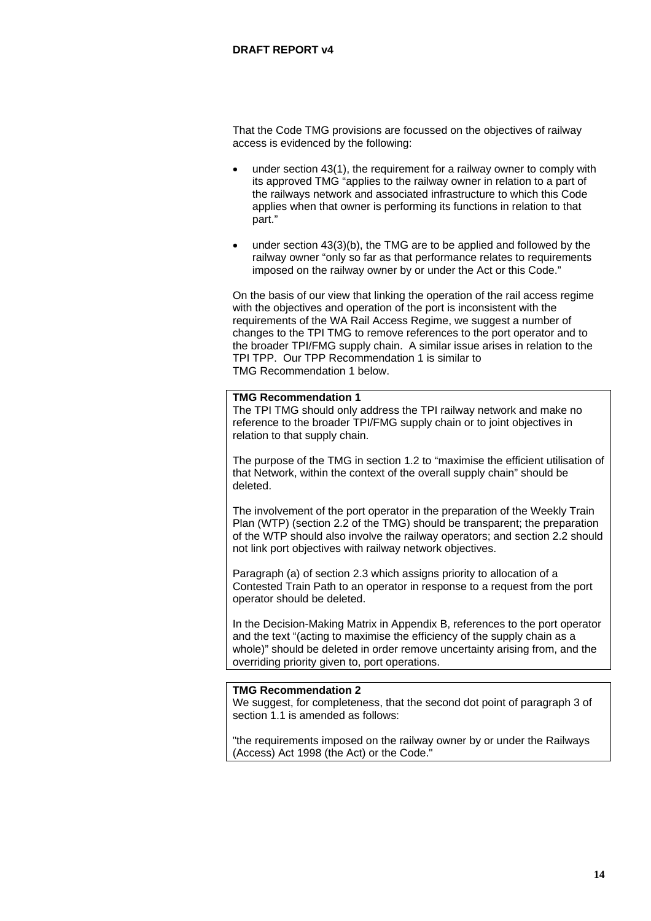That the Code TMG provisions are focussed on the objectives of railway access is evidenced by the following:

- under section 43(1), the requirement for a railway owner to comply with its approved TMG "applies to the railway owner in relation to a part of the railways network and associated infrastructure to which this Code applies when that owner is performing its functions in relation to that part."
- under section 43(3)(b), the TMG are to be applied and followed by the railway owner "only so far as that performance relates to requirements imposed on the railway owner by or under the Act or this Code."

On the basis of our view that linking the operation of the rail access regime with the objectives and operation of the port is inconsistent with the requirements of the WA Rail Access Regime, we suggest a number of changes to the TPI TMG to remove references to the port operator and to the broader TPI/FMG supply chain. A similar issue arises in relation to the TPI TPP. Our TPP Recommendation 1 is similar to TMG Recommendation 1 below.

**TMG Recommendation 1**

The TPI TMG should only address the TPI railway network and make no reference to the broader TPI/FMG supply chain or to joint objectives in relation to that supply chain.

The purpose of the TMG in section 1.2 to "maximise the efficient utilisation of that Network, within the context of the overall supply chain" should be deleted.

The involvement of the port operator in the preparation of the Weekly Train Plan (WTP) (section 2.2 of the TMG) should be transparent; the preparation of the WTP should also involve the railway operators; and section 2.2 should not link port objectives with railway network objectives.

Paragraph (a) of section 2.3 which assigns priority to allocation of a Contested Train Path to an operator in response to a request from the port operator should be deleted.

In the Decision-Making Matrix in Appendix B, references to the port operator and the text "(acting to maximise the efficiency of the supply chain as a whole)" should be deleted in order remove uncertainty arising from, and the overriding priority given to, port operations.

**TMG Recommendation 2**

We suggest, for completeness, that the second dot point of paragraph 3 of section 1.1 is amended as follows:

"the requirements imposed on the railway owner by or under the Railways (Access) Act 1998 (the Act) or the Code."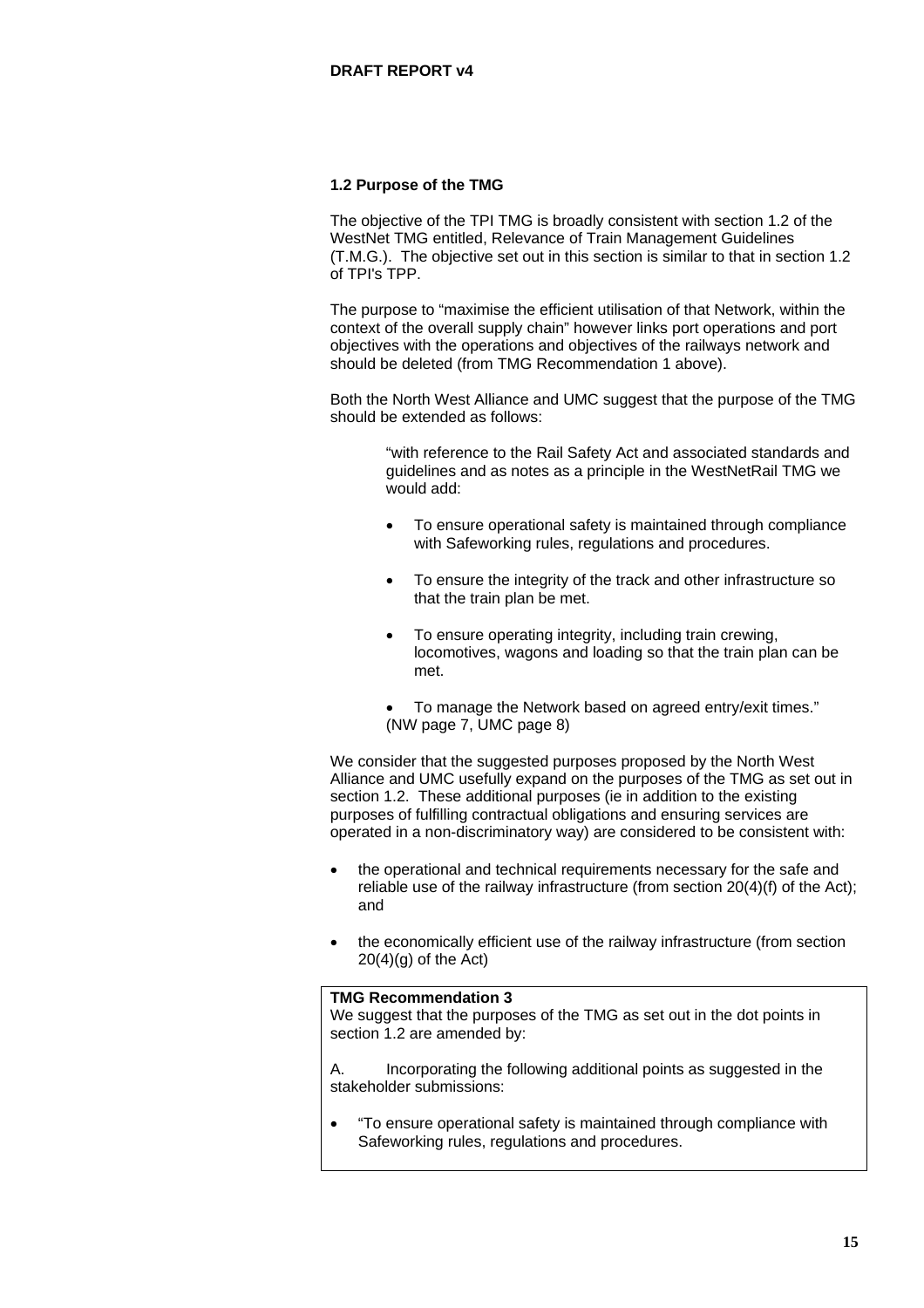### 1.2 Purpose of the TMG

The objective of the TPI TMG is broadly consistent with section 1.2 of the WestNet TMG entitled, Relevance of Train Management Guidelines (T.M.G.). The objective set out in this section is similar to that in section 1.2 of TPI's TPP.

The purpose to "maximise the efficient utilisation of that Network, within the context of the overall supply chain" however links port operations and port objectives with the operations and objectives of the railways network and should be deleted (from TMG Recommendation 1 above).

Both the North West Alliance and UMC suggest that the purpose of the TMG should be extended as follows:

> "with reference to the Rail Safety Act and associated standards and guidelines and as notes as a principle in the WestNetRail TMG we would add:
>
> - To ensure operational safety is maintained through compliance with Safeworking rules, regulations and procedures.
> - To ensure the integrity of the track and other infrastructure so that the train plan be met.
> - To ensure operating integrity, including train crewing, locomotives, wagons and loading so that the train plan can be met.
> - To manage the Network based on agreed entry/exit times." (NW page 7, UMC page 8)

We consider that the suggested purposes proposed by the North West Alliance and UMC usefully expand on the purposes of the TMG as set out in section 1.2. These additional purposes (ie in addition to the existing purposes of fulfilling contractual obligations and ensuring services are operated in a non-discriminatory way) are considered to be consistent with:

- the operational and technical requirements necessary for the safe and reliable use of the railway infrastructure (from section 20(4)(f) of the Act); and
- the economically efficient use of the railway infrastructure (from section 20(4)(g) of the Act)

**TMG Recommendation 3**

We suggest that the purposes of the TMG as set out in the dot points in section 1.2 are amended by:

A. Incorporating the following additional points as suggested in the stakeholder submissions:

- "To ensure operational safety is maintained through compliance with Safeworking rules, regulations and procedures.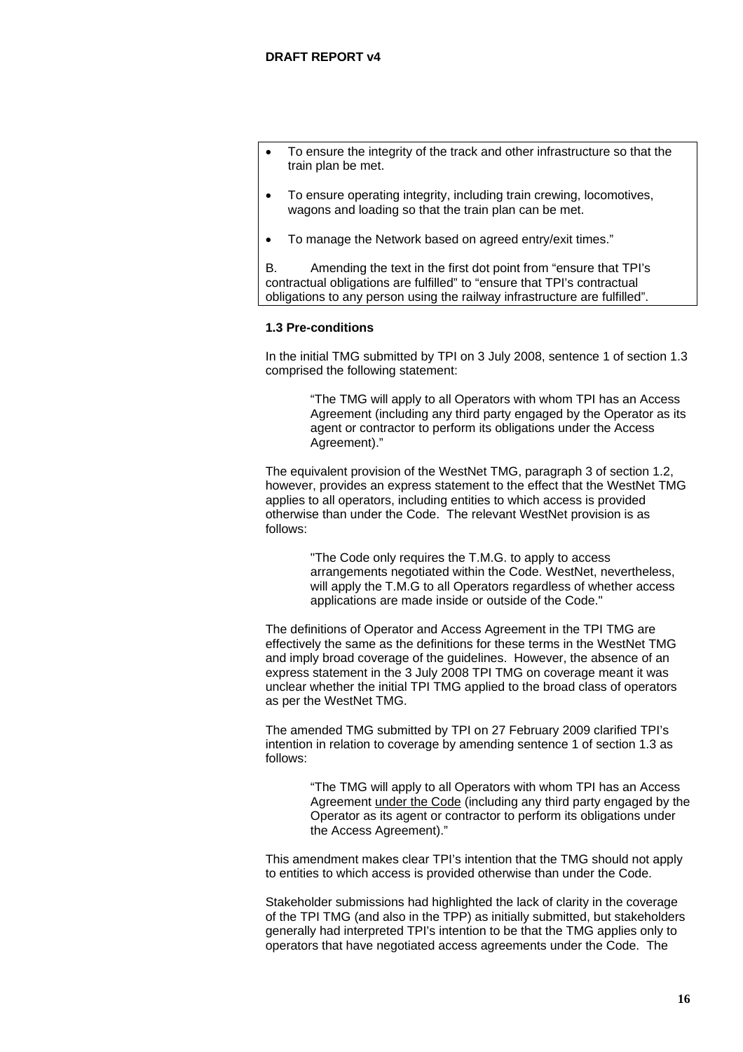- To ensure the integrity of the track and other infrastructure so that the train plan be met.
- To ensure operating integrity, including train crewing, locomotives, wagons and loading so that the train plan can be met.
- To manage the Network based on agreed entry/exit times."

B. Amending the text in the first dot point from "ensure that TPI's contractual obligations are fulfilled" to "ensure that TPI's contractual obligations to any person using the railway infrastructure are fulfilled".

**1.3 Pre-conditions**

In the initial TMG submitted by TPI on 3 July 2008, sentence 1 of section 1.3 comprised the following statement:

> "The TMG will apply to all Operators with whom TPI has an Access Agreement (including any third party engaged by the Operator as its agent or contractor to perform its obligations under the Access Agreement)."

The equivalent provision of the WestNet TMG, paragraph 3 of section 1.2, however, provides an express statement to the effect that the WestNet TMG applies to all operators, including entities to which access is provided otherwise than under the Code. The relevant WestNet provision is as follows:

> "The Code only requires the T.M.G. to apply to access arrangements negotiated within the Code. WestNet, nevertheless, will apply the T.M.G to all Operators regardless of whether access applications are made inside or outside of the Code."

The definitions of Operator and Access Agreement in the TPI TMG are effectively the same as the definitions for these terms in the WestNet TMG and imply broad coverage of the guidelines. However, the absence of an express statement in the 3 July 2008 TPI TMG on coverage meant it was unclear whether the initial TPI TMG applied to the broad class of operators as per the WestNet TMG.

The amended TMG submitted by TPI on 27 February 2009 clarified TPI's intention in relation to coverage by amending sentence 1 of section 1.3 as follows:

> "The TMG will apply to all Operators with whom TPI has an Access Agreement <u>under the Code</u> (including any third party engaged by the Operator as its agent or contractor to perform its obligations under the Access Agreement)."

This amendment makes clear TPI's intention that the TMG should not apply to entities to which access is provided otherwise than under the Code.

Stakeholder submissions had highlighted the lack of clarity in the coverage of the TPI TMG (and also in the TPP) as initially submitted, but stakeholders generally had interpreted TPI's intention to be that the TMG applies only to operators that have negotiated access agreements under the Code. The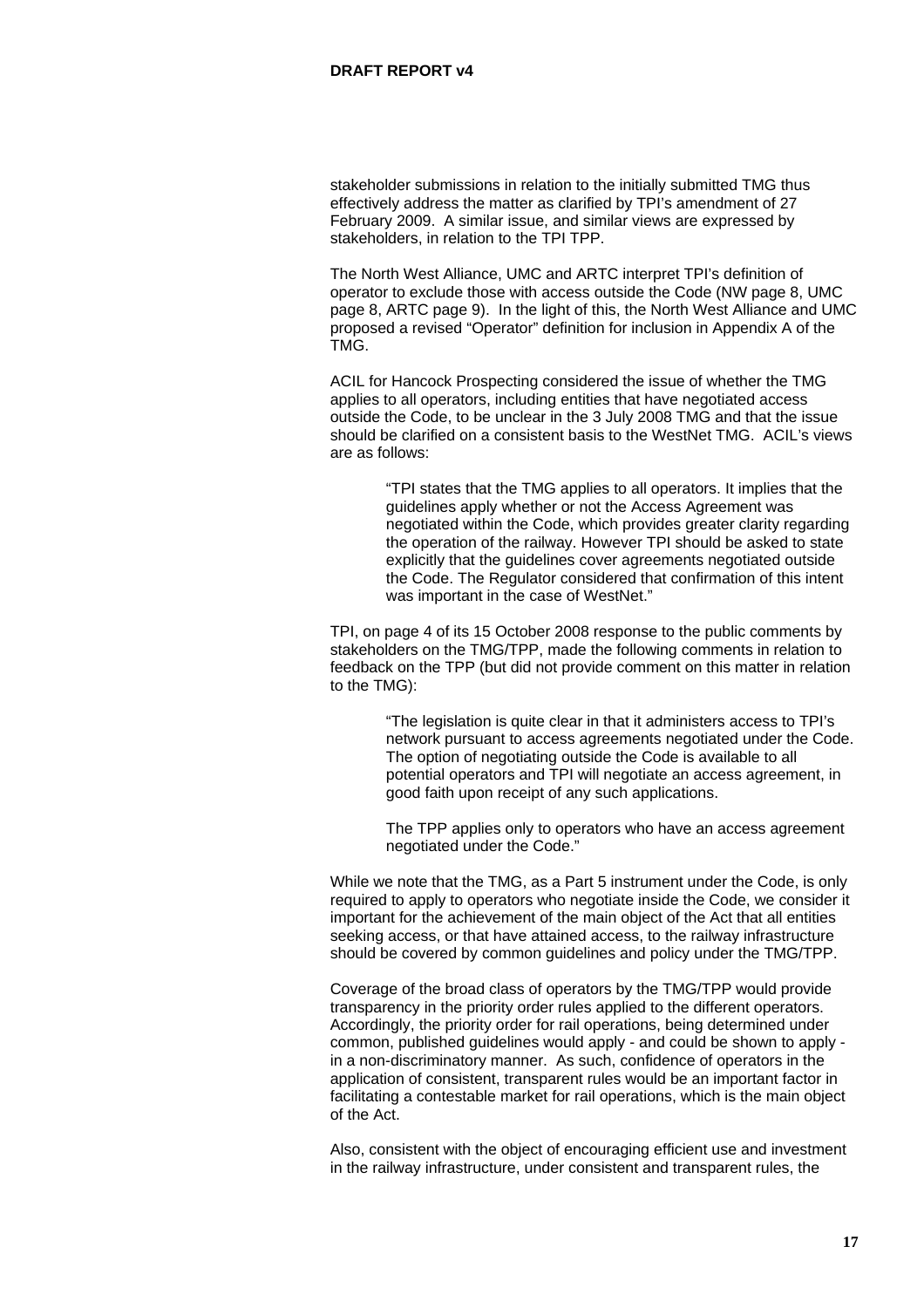stakeholder submissions in relation to the initially submitted TMG thus effectively address the matter as clarified by TPI's amendment of 27 February 2009. A similar issue, and similar views are expressed by stakeholders, in relation to the TPI TPP.

The North West Alliance, UMC and ARTC interpret TPI's definition of operator to exclude those with access outside the Code (NW page 8, UMC page 8, ARTC page 9). In the light of this, the North West Alliance and UMC proposed a revised "Operator" definition for inclusion in Appendix A of the TMG.

ACIL for Hancock Prospecting considered the issue of whether the TMG applies to all operators, including entities that have negotiated access outside the Code, to be unclear in the 3 July 2008 TMG and that the issue should be clarified on a consistent basis to the WestNet TMG. ACIL's views are as follows:

> "TPI states that the TMG applies to all operators. It implies that the guidelines apply whether or not the Access Agreement was negotiated within the Code, which provides greater clarity regarding the operation of the railway. However TPI should be asked to state explicitly that the guidelines cover agreements negotiated outside the Code. The Regulator considered that confirmation of this intent was important in the case of WestNet."

TPI, on page 4 of its 15 October 2008 response to the public comments by stakeholders on the TMG/TPP, made the following comments in relation to feedback on the TPP (but did not provide comment on this matter in relation to the TMG):

> "The legislation is quite clear in that it administers access to TPI's network pursuant to access agreements negotiated under the Code. The option of negotiating outside the Code is available to all potential operators and TPI will negotiate an access agreement, in good faith upon receipt of any such applications.
>
> The TPP applies only to operators who have an access agreement negotiated under the Code."

While we note that the TMG, as a Part 5 instrument under the Code, is only required to apply to operators who negotiate inside the Code, we consider it important for the achievement of the main object of the Act that all entities seeking access, or that have attained access, to the railway infrastructure should be covered by common guidelines and policy under the TMG/TPP.

Coverage of the broad class of operators by the TMG/TPP would provide transparency in the priority order rules applied to the different operators. Accordingly, the priority order for rail operations, being determined under common, published guidelines would apply - and could be shown to apply - in a non-discriminatory manner. As such, confidence of operators in the application of consistent, transparent rules would be an important factor in facilitating a contestable market for rail operations, which is the main object of the Act.

Also, consistent with the object of encouraging efficient use and investment in the railway infrastructure, under consistent and transparent rules, the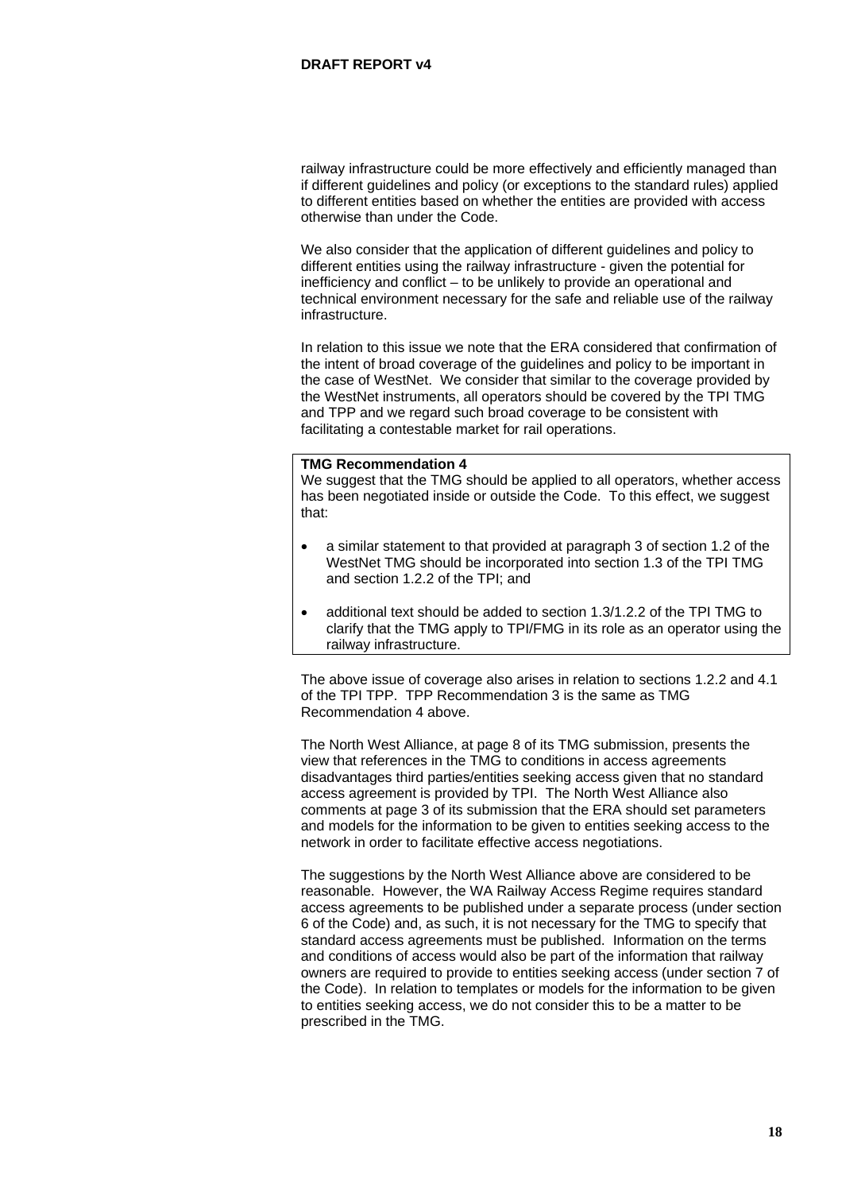railway infrastructure could be more effectively and efficiently managed than if different guidelines and policy (or exceptions to the standard rules) applied to different entities based on whether the entities are provided with access otherwise than under the Code.

We also consider that the application of different guidelines and policy to different entities using the railway infrastructure - given the potential for inefficiency and conflict – to be unlikely to provide an operational and technical environment necessary for the safe and reliable use of the railway infrastructure.

In relation to this issue we note that the ERA considered that confirmation of the intent of broad coverage of the guidelines and policy to be important in the case of WestNet. We consider that similar to the coverage provided by the WestNet instruments, all operators should be covered by the TPI TMG and TPP and we regard such broad coverage to be consistent with facilitating a contestable market for rail operations.

**TMG Recommendation 4**

We suggest that the TMG should be applied to all operators, whether access has been negotiated inside or outside the Code. To this effect, we suggest that:

- a similar statement to that provided at paragraph 3 of section 1.2 of the WestNet TMG should be incorporated into section 1.3 of the TPI TMG and section 1.2.2 of the TPI; and
- additional text should be added to section 1.3/1.2.2 of the TPI TMG to clarify that the TMG apply to TPI/FMG in its role as an operator using the railway infrastructure.

The above issue of coverage also arises in relation to sections 1.2.2 and 4.1 of the TPI TPP. TPP Recommendation 3 is the same as TMG Recommendation 4 above.

The North West Alliance, at page 8 of its TMG submission, presents the view that references in the TMG to conditions in access agreements disadvantages third parties/entities seeking access given that no standard access agreement is provided by TPI. The North West Alliance also comments at page 3 of its submission that the ERA should set parameters and models for the information to be given to entities seeking access to the network in order to facilitate effective access negotiations.

The suggestions by the North West Alliance above are considered to be reasonable. However, the WA Railway Access Regime requires standard access agreements to be published under a separate process (under section 6 of the Code) and, as such, it is not necessary for the TMG to specify that standard access agreements must be published. Information on the terms and conditions of access would also be part of the information that railway owners are required to provide to entities seeking access (under section 7 of the Code). In relation to templates or models for the information to be given to entities seeking access, we do not consider this to be a matter to be prescribed in the TMG.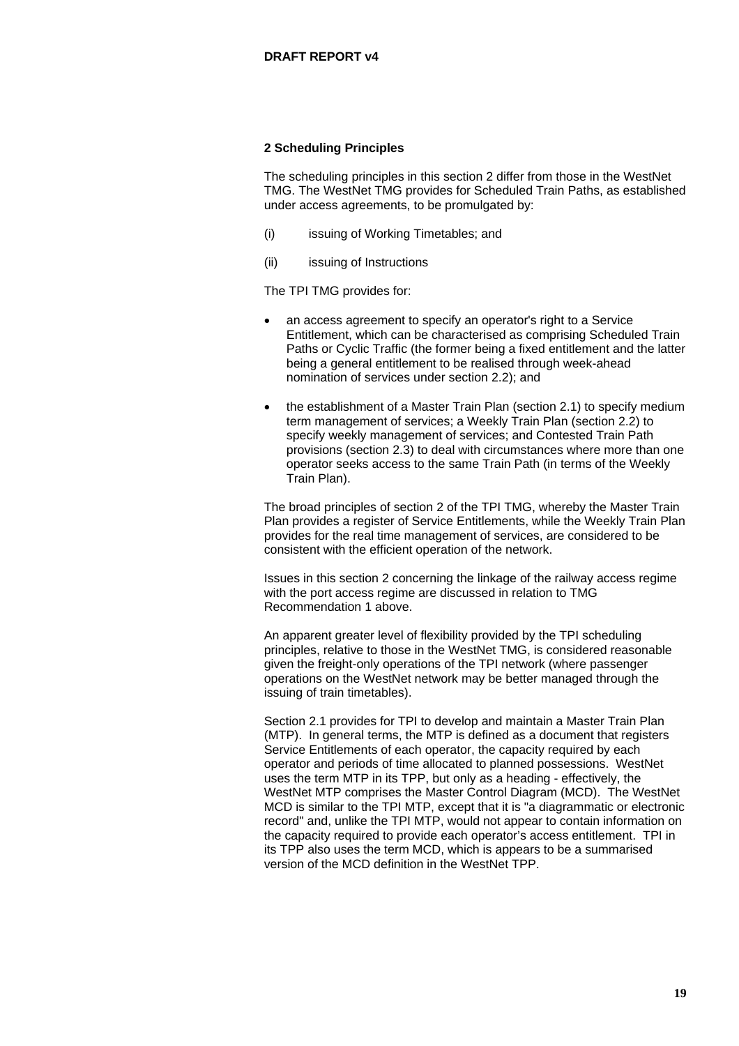## 2 Scheduling Principles

The scheduling principles in this section 2 differ from those in the WestNet TMG. The WestNet TMG provides for Scheduled Train Paths, as established under access agreements, to be promulgated by:

(i) issuing of Working Timetables; and

(ii) issuing of Instructions

The TPI TMG provides for:

- an access agreement to specify an operator's right to a Service Entitlement, which can be characterised as comprising Scheduled Train Paths or Cyclic Traffic (the former being a fixed entitlement and the latter being a general entitlement to be realised through week-ahead nomination of services under section 2.2); and
- the establishment of a Master Train Plan (section 2.1) to specify medium term management of services; a Weekly Train Plan (section 2.2) to specify weekly management of services; and Contested Train Path provisions (section 2.3) to deal with circumstances where more than one operator seeks access to the same Train Path (in terms of the Weekly Train Plan).

The broad principles of section 2 of the TPI TMG, whereby the Master Train Plan provides a register of Service Entitlements, while the Weekly Train Plan provides for the real time management of services, are considered to be consistent with the efficient operation of the network.

Issues in this section 2 concerning the linkage of the railway access regime with the port access regime are discussed in relation to TMG Recommendation 1 above.

An apparent greater level of flexibility provided by the TPI scheduling principles, relative to those in the WestNet TMG, is considered reasonable given the freight-only operations of the TPI network (where passenger operations on the WestNet network may be better managed through the issuing of train timetables).

Section 2.1 provides for TPI to develop and maintain a Master Train Plan (MTP). In general terms, the MTP is defined as a document that registers Service Entitlements of each operator, the capacity required by each operator and periods of time allocated to planned possessions. WestNet uses the term MTP in its TPP, but only as a heading - effectively, the WestNet MTP comprises the Master Control Diagram (MCD). The WestNet MCD is similar to the TPI MTP, except that it is "a diagrammatic or electronic record" and, unlike the TPI MTP, would not appear to contain information on the capacity required to provide each operator's access entitlement. TPI in its TPP also uses the term MCD, which is appears to be a summarised version of the MCD definition in the WestNet TPP.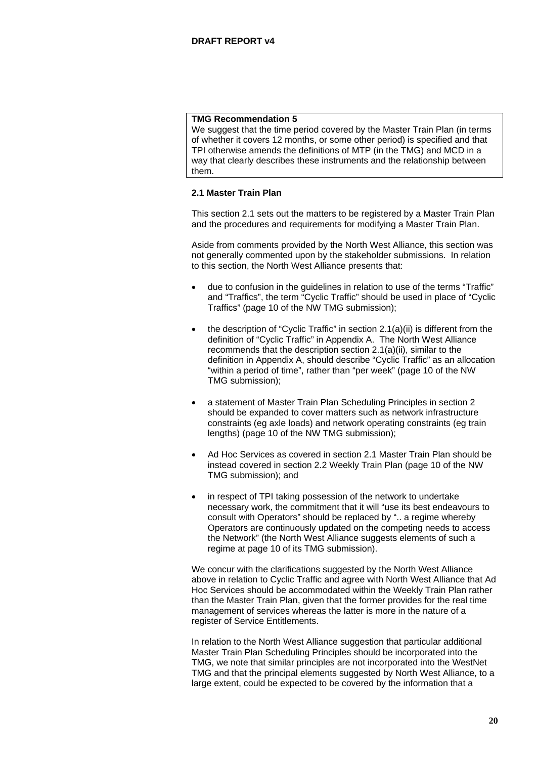**TMG Recommendation 5**
We suggest that the time period covered by the Master Train Plan (in terms of whether it covers 12 months, or some other period) is specified and that TPI otherwise amends the definitions of MTP (in the TMG) and MCD in a way that clearly describes these instruments and the relationship between them.

### 2.1 Master Train Plan

This section 2.1 sets out the matters to be registered by a Master Train Plan and the procedures and requirements for modifying a Master Train Plan.

Aside from comments provided by the North West Alliance, this section was not generally commented upon by the stakeholder submissions. In relation to this section, the North West Alliance presents that:

- due to confusion in the guidelines in relation to use of the terms "Traffic" and "Traffics", the term "Cyclic Traffic" should be used in place of "Cyclic Traffics" (page 10 of the NW TMG submission);
- the description of "Cyclic Traffic" in section 2.1(a)(ii) is different from the definition of "Cyclic Traffic" in Appendix A. The North West Alliance recommends that the description section 2.1(a)(ii), similar to the definition in Appendix A, should describe "Cyclic Traffic" as an allocation "within a period of time", rather than "per week" (page 10 of the NW TMG submission);
- a statement of Master Train Plan Scheduling Principles in section 2 should be expanded to cover matters such as network infrastructure constraints (eg axle loads) and network operating constraints (eg train lengths) (page 10 of the NW TMG submission);
- Ad Hoc Services as covered in section 2.1 Master Train Plan should be instead covered in section 2.2 Weekly Train Plan (page 10 of the NW TMG submission); and
- in respect of TPI taking possession of the network to undertake necessary work, the commitment that it will "use its best endeavours to consult with Operators" should be replaced by ".. a regime whereby Operators are continuously updated on the competing needs to access the Network" (the North West Alliance suggests elements of such a regime at page 10 of its TMG submission).

We concur with the clarifications suggested by the North West Alliance above in relation to Cyclic Traffic and agree with North West Alliance that Ad Hoc Services should be accommodated within the Weekly Train Plan rather than the Master Train Plan, given that the former provides for the real time management of services whereas the latter is more in the nature of a register of Service Entitlements.

In relation to the North West Alliance suggestion that particular additional Master Train Plan Scheduling Principles should be incorporated into the TMG, we note that similar principles are not incorporated into the WestNet TMG and that the principal elements suggested by North West Alliance, to a large extent, could be expected to be covered by the information that a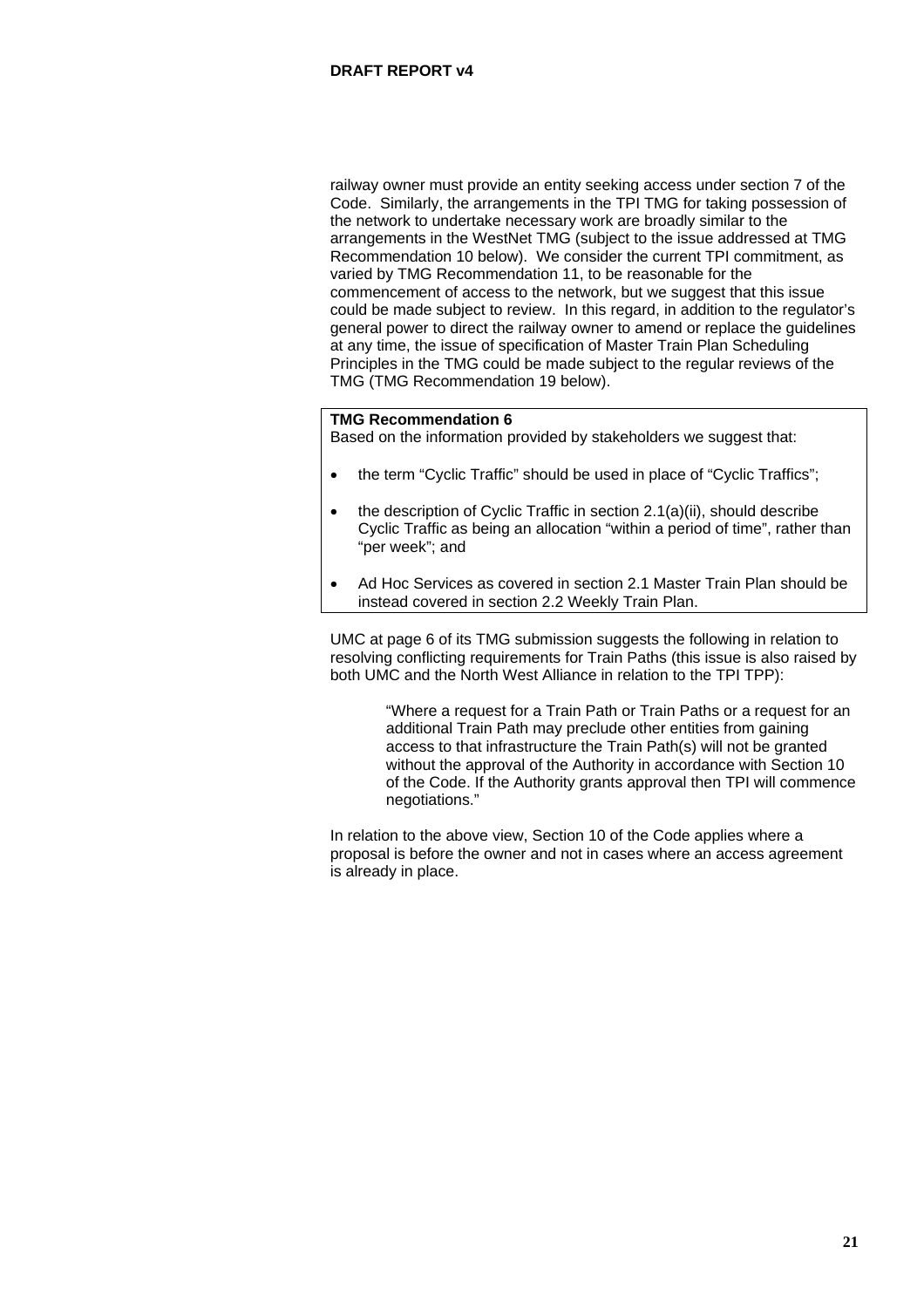railway owner must provide an entity seeking access under section 7 of the Code. Similarly, the arrangements in the TPI TMG for taking possession of the network to undertake necessary work are broadly similar to the arrangements in the WestNet TMG (subject to the issue addressed at TMG Recommendation 10 below). We consider the current TPI commitment, as varied by TMG Recommendation 11, to be reasonable for the commencement of access to the network, but we suggest that this issue could be made subject to review. In this regard, in addition to the regulator's general power to direct the railway owner to amend or replace the guidelines at any time, the issue of specification of Master Train Plan Scheduling Principles in the TMG could be made subject to the regular reviews of the TMG (TMG Recommendation 19 below).

> **TMG Recommendation 6**
>
> Based on the information provided by stakeholders we suggest that:
>
> - the term "Cyclic Traffic" should be used in place of "Cyclic Traffics";
> - the description of Cyclic Traffic in section 2.1(a)(ii), should describe Cyclic Traffic as being an allocation "within a period of time", rather than "per week"; and
> - Ad Hoc Services as covered in section 2.1 Master Train Plan should be instead covered in section 2.2 Weekly Train Plan.

UMC at page 6 of its TMG submission suggests the following in relation to resolving conflicting requirements for Train Paths (this issue is also raised by both UMC and the North West Alliance in relation to the TPI TPP):

> "Where a request for a Train Path or Train Paths or a request for an additional Train Path may preclude other entities from gaining access to that infrastructure the Train Path(s) will not be granted without the approval of the Authority in accordance with Section 10 of the Code. If the Authority grants approval then TPI will commence negotiations."

In relation to the above view, Section 10 of the Code applies where a proposal is before the owner and not in cases where an access agreement is already in place.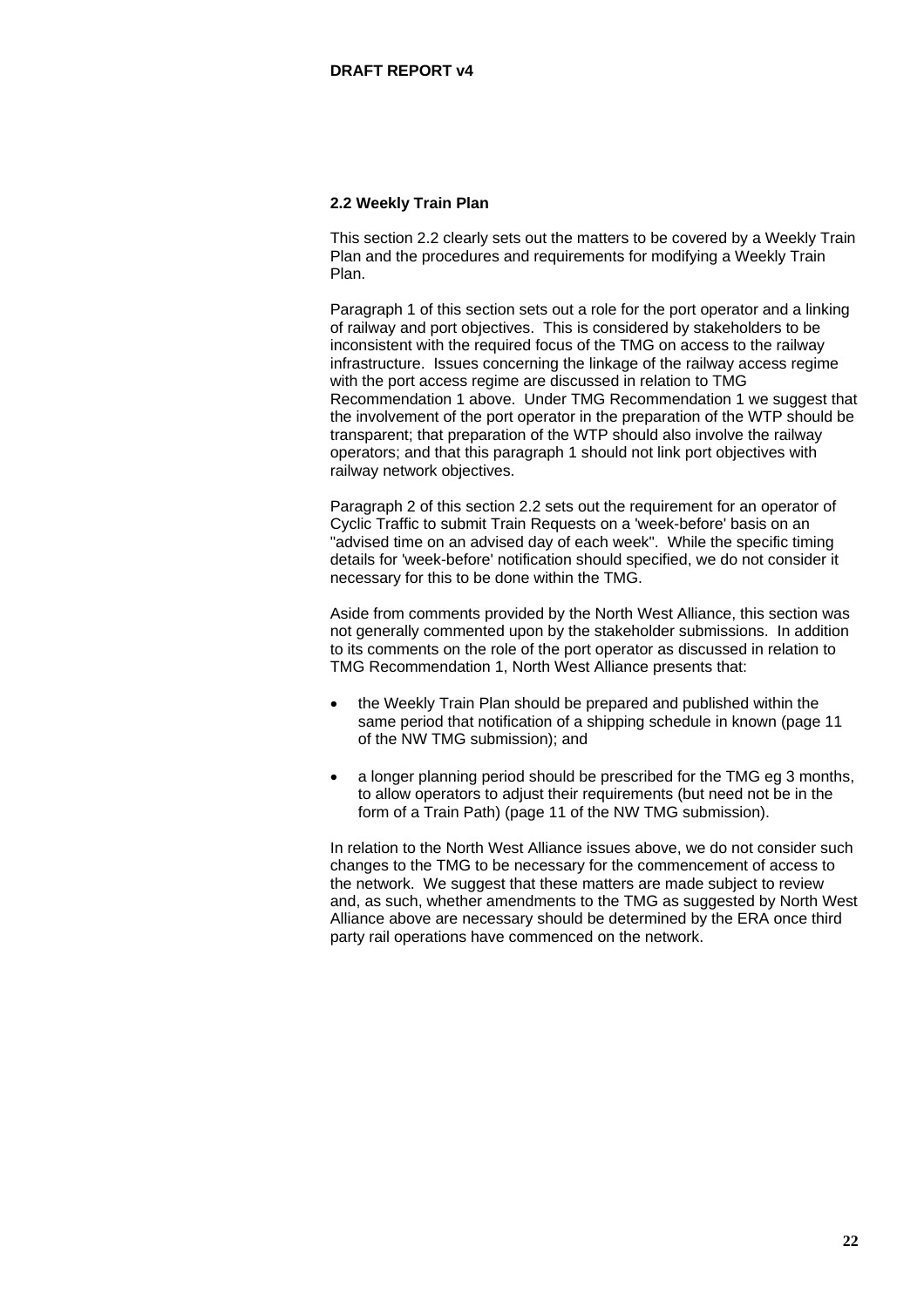## 2.2 Weekly Train Plan

This section 2.2 clearly sets out the matters to be covered by a Weekly Train Plan and the procedures and requirements for modifying a Weekly Train Plan.

Paragraph 1 of this section sets out a role for the port operator and a linking of railway and port objectives. This is considered by stakeholders to be inconsistent with the required focus of the TMG on access to the railway infrastructure. Issues concerning the linkage of the railway access regime with the port access regime are discussed in relation to TMG Recommendation 1 above. Under TMG Recommendation 1 we suggest that the involvement of the port operator in the preparation of the WTP should be transparent; that preparation of the WTP should also involve the railway operators; and that this paragraph 1 should not link port objectives with railway network objectives.

Paragraph 2 of this section 2.2 sets out the requirement for an operator of Cyclic Traffic to submit Train Requests on a 'week-before' basis on an "advised time on an advised day of each week". While the specific timing details for 'week-before' notification should specified, we do not consider it necessary for this to be done within the TMG.

Aside from comments provided by the North West Alliance, this section was not generally commented upon by the stakeholder submissions. In addition to its comments on the role of the port operator as discussed in relation to TMG Recommendation 1, North West Alliance presents that:

- the Weekly Train Plan should be prepared and published within the same period that notification of a shipping schedule in known (page 11 of the NW TMG submission); and
- a longer planning period should be prescribed for the TMG eg 3 months, to allow operators to adjust their requirements (but need not be in the form of a Train Path) (page 11 of the NW TMG submission).

In relation to the North West Alliance issues above, we do not consider such changes to the TMG to be necessary for the commencement of access to the network. We suggest that these matters are made subject to review and, as such, whether amendments to the TMG as suggested by North West Alliance above are necessary should be determined by the ERA once third party rail operations have commenced on the network.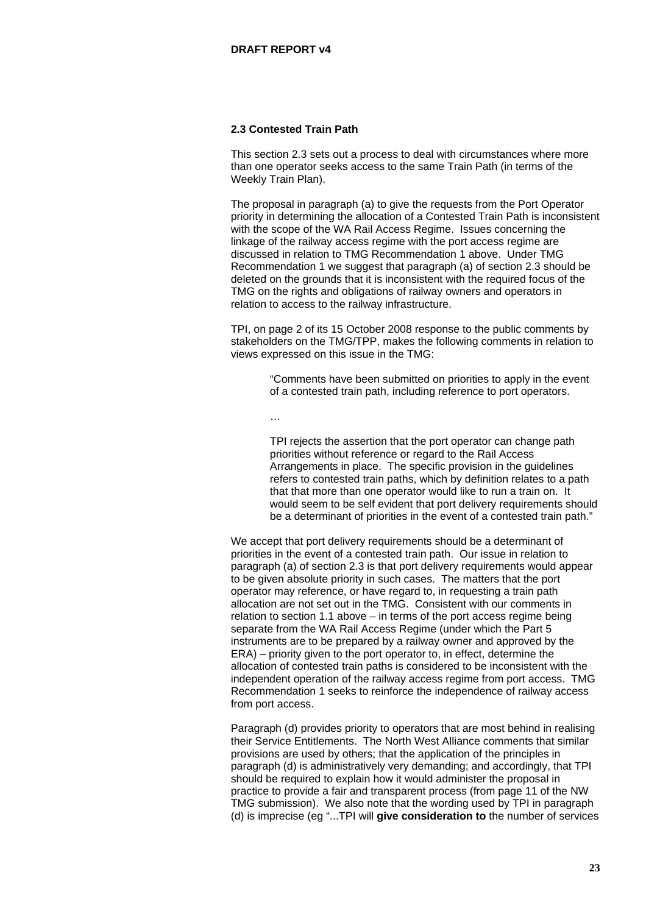### 2.3 Contested Train Path

This section 2.3 sets out a process to deal with circumstances where more than one operator seeks access to the same Train Path (in terms of the Weekly Train Plan).

The proposal in paragraph (a) to give the requests from the Port Operator priority in determining the allocation of a Contested Train Path is inconsistent with the scope of the WA Rail Access Regime. Issues concerning the linkage of the railway access regime with the port access regime are discussed in relation to TMG Recommendation 1 above. Under TMG Recommendation 1 we suggest that paragraph (a) of section 2.3 should be deleted on the grounds that it is inconsistent with the required focus of the TMG on the rights and obligations of railway owners and operators in relation to access to the railway infrastructure.

TPI, on page 2 of its 15 October 2008 response to the public comments by stakeholders on the TMG/TPP, makes the following comments in relation to views expressed on this issue in the TMG:

> "Comments have been submitted on priorities to apply in the event of a contested train path, including reference to port operators.
>
> …
>
> TPI rejects the assertion that the port operator can change path priorities without reference or regard to the Rail Access Arrangements in place. The specific provision in the guidelines refers to contested train paths, which by definition relates to a path that that more than one operator would like to run a train on. It would seem to be self evident that port delivery requirements should be a determinant of priorities in the event of a contested train path."

We accept that port delivery requirements should be a determinant of priorities in the event of a contested train path. Our issue in relation to paragraph (a) of section 2.3 is that port delivery requirements would appear to be given absolute priority in such cases. The matters that the port operator may reference, or have regard to, in requesting a train path allocation are not set out in the TMG. Consistent with our comments in relation to section 1.1 above – in terms of the port access regime being separate from the WA Rail Access Regime (under which the Part 5 instruments are to be prepared by a railway owner and approved by the ERA) – priority given to the port operator to, in effect, determine the allocation of contested train paths is considered to be inconsistent with the independent operation of the railway access regime from port access. TMG Recommendation 1 seeks to reinforce the independence of railway access from port access.

Paragraph (d) provides priority to operators that are most behind in realising their Service Entitlements. The North West Alliance comments that similar provisions are used by others; that the application of the principles in paragraph (d) is administratively very demanding; and accordingly, that TPI should be required to explain how it would administer the proposal in practice to provide a fair and transparent process (from page 11 of the NW TMG submission). We also note that the wording used by TPI in paragraph (d) is imprecise (eg "...TPI will **give consideration to** the number of services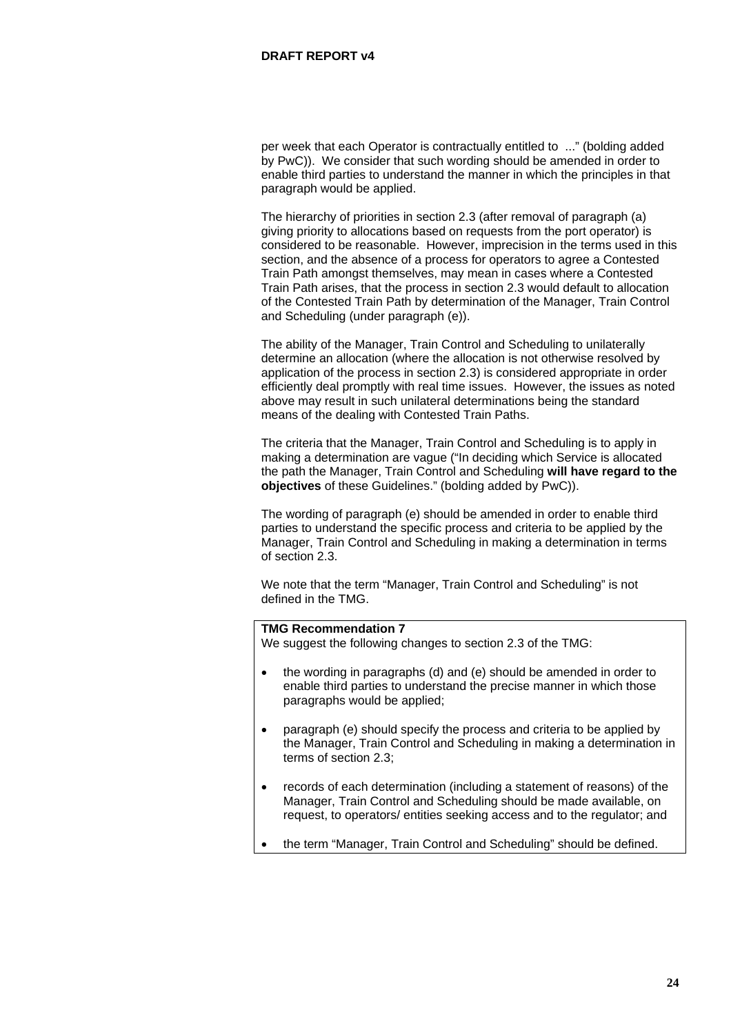per week that each Operator is contractually entitled to ..." (bolding added by PwC)). We consider that such wording should be amended in order to enable third parties to understand the manner in which the principles in that paragraph would be applied.

The hierarchy of priorities in section 2.3 (after removal of paragraph (a) giving priority to allocations based on requests from the port operator) is considered to be reasonable. However, imprecision in the terms used in this section, and the absence of a process for operators to agree a Contested Train Path amongst themselves, may mean in cases where a Contested Train Path arises, that the process in section 2.3 would default to allocation of the Contested Train Path by determination of the Manager, Train Control and Scheduling (under paragraph (e)).

The ability of the Manager, Train Control and Scheduling to unilaterally determine an allocation (where the allocation is not otherwise resolved by application of the process in section 2.3) is considered appropriate in order efficiently deal promptly with real time issues. However, the issues as noted above may result in such unilateral determinations being the standard means of the dealing with Contested Train Paths.

The criteria that the Manager, Train Control and Scheduling is to apply in making a determination are vague ("In deciding which Service is allocated the path the Manager, Train Control and Scheduling **will have regard to the objectives** of these Guidelines." (bolding added by PwC)).

The wording of paragraph (e) should be amended in order to enable third parties to understand the specific process and criteria to be applied by the Manager, Train Control and Scheduling in making a determination in terms of section 2.3.

We note that the term "Manager, Train Control and Scheduling" is not defined in the TMG.

**TMG Recommendation 7**

We suggest the following changes to section 2.3 of the TMG:

- the wording in paragraphs (d) and (e) should be amended in order to enable third parties to understand the precise manner in which those paragraphs would be applied;
- paragraph (e) should specify the process and criteria to be applied by the Manager, Train Control and Scheduling in making a determination in terms of section 2.3;
- records of each determination (including a statement of reasons) of the Manager, Train Control and Scheduling should be made available, on request, to operators/ entities seeking access and to the regulator; and
- the term "Manager, Train Control and Scheduling" should be defined.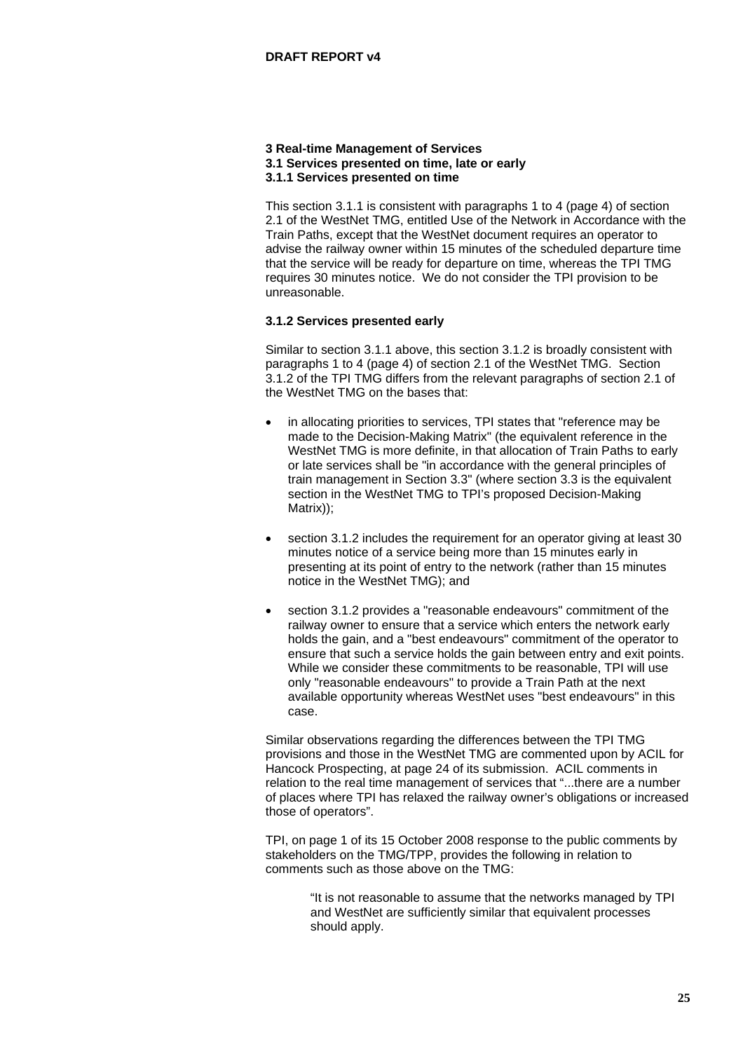### 3 Real-time Management of Services

### 3.1 Services presented on time, late or early

### 3.1.1 Services presented on time

This section 3.1.1 is consistent with paragraphs 1 to 4 (page 4) of section 2.1 of the WestNet TMG, entitled Use of the Network in Accordance with the Train Paths, except that the WestNet document requires an operator to advise the railway owner within 15 minutes of the scheduled departure time that the service will be ready for departure on time, whereas the TPI TMG requires 30 minutes notice. We do not consider the TPI provision to be unreasonable.

### 3.1.2 Services presented early

Similar to section 3.1.1 above, this section 3.1.2 is broadly consistent with paragraphs 1 to 4 (page 4) of section 2.1 of the WestNet TMG. Section 3.1.2 of the TPI TMG differs from the relevant paragraphs of section 2.1 of the WestNet TMG on the bases that:

- in allocating priorities to services, TPI states that "reference may be made to the Decision-Making Matrix" (the equivalent reference in the WestNet TMG is more definite, in that allocation of Train Paths to early or late services shall be "in accordance with the general principles of train management in Section 3.3" (where section 3.3 is the equivalent section in the WestNet TMG to TPI's proposed Decision-Making Matrix));
- section 3.1.2 includes the requirement for an operator giving at least 30 minutes notice of a service being more than 15 minutes early in presenting at its point of entry to the network (rather than 15 minutes notice in the WestNet TMG); and
- section 3.1.2 provides a "reasonable endeavours" commitment of the railway owner to ensure that a service which enters the network early holds the gain, and a "best endeavours" commitment of the operator to ensure that such a service holds the gain between entry and exit points. While we consider these commitments to be reasonable, TPI will use only "reasonable endeavours" to provide a Train Path at the next available opportunity whereas WestNet uses "best endeavours" in this case.

Similar observations regarding the differences between the TPI TMG provisions and those in the WestNet TMG are commented upon by ACIL for Hancock Prospecting, at page 24 of its submission. ACIL comments in relation to the real time management of services that "...there are a number of places where TPI has relaxed the railway owner's obligations or increased those of operators".

TPI, on page 1 of its 15 October 2008 response to the public comments by stakeholders on the TMG/TPP, provides the following in relation to comments such as those above on the TMG:

> "It is not reasonable to assume that the networks managed by TPI and WestNet are sufficiently similar that equivalent processes should apply.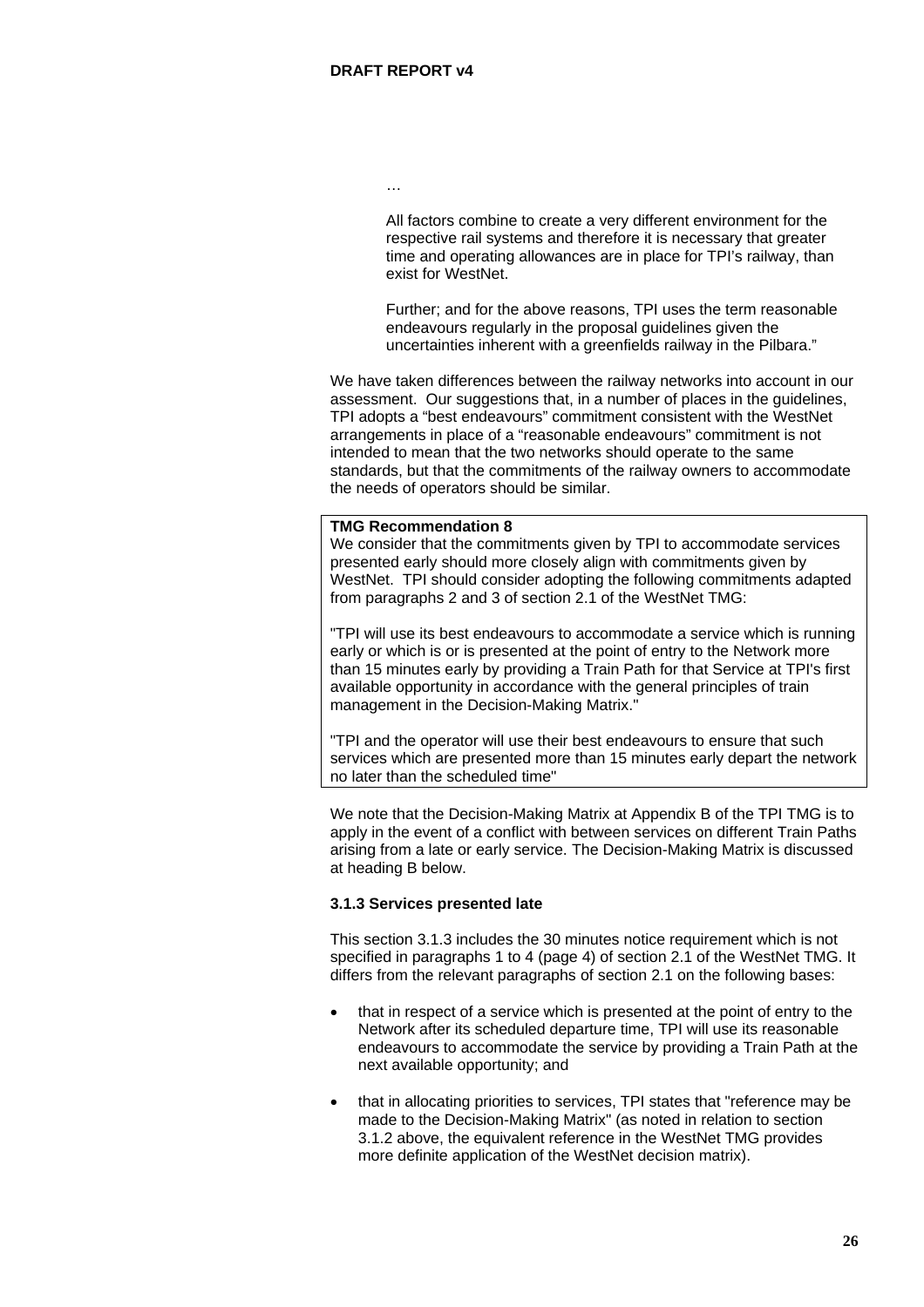…

> All factors combine to create a very different environment for the respective rail systems and therefore it is necessary that greater time and operating allowances are in place for TPI's railway, than exist for WestNet.
>
> Further; and for the above reasons, TPI uses the term reasonable endeavours regularly in the proposal guidelines given the uncertainties inherent with a greenfields railway in the Pilbara."

We have taken differences between the railway networks into account in our assessment. Our suggestions that, in a number of places in the guidelines, TPI adopts a "best endeavours" commitment consistent with the WestNet arrangements in place of a "reasonable endeavours" commitment is not intended to mean that the two networks should operate to the same standards, but that the commitments of the railway owners to accommodate the needs of operators should be similar.

> **TMG Recommendation 8**
>
> We consider that the commitments given by TPI to accommodate services presented early should more closely align with commitments given by WestNet. TPI should consider adopting the following commitments adapted from paragraphs 2 and 3 of section 2.1 of the WestNet TMG:
>
> "TPI will use its best endeavours to accommodate a service which is running early or which is or is presented at the point of entry to the Network more than 15 minutes early by providing a Train Path for that Service at TPI's first available opportunity in accordance with the general principles of train management in the Decision-Making Matrix."
>
> "TPI and the operator will use their best endeavours to ensure that such services which are presented more than 15 minutes early depart the network no later than the scheduled time"

We note that the Decision-Making Matrix at Appendix B of the TPI TMG is to apply in the event of a conflict with between services on different Train Paths arising from a late or early service. The Decision-Making Matrix is discussed at heading B below.

### 3.1.3 Services presented late

This section 3.1.3 includes the 30 minutes notice requirement which is not specified in paragraphs 1 to 4 (page 4) of section 2.1 of the WestNet TMG. It differs from the relevant paragraphs of section 2.1 on the following bases:

- that in respect of a service which is presented at the point of entry to the Network after its scheduled departure time, TPI will use its reasonable endeavours to accommodate the service by providing a Train Path at the next available opportunity; and
- that in allocating priorities to services, TPI states that "reference may be made to the Decision-Making Matrix" (as noted in relation to section 3.1.2 above, the equivalent reference in the WestNet TMG provides more definite application of the WestNet decision matrix).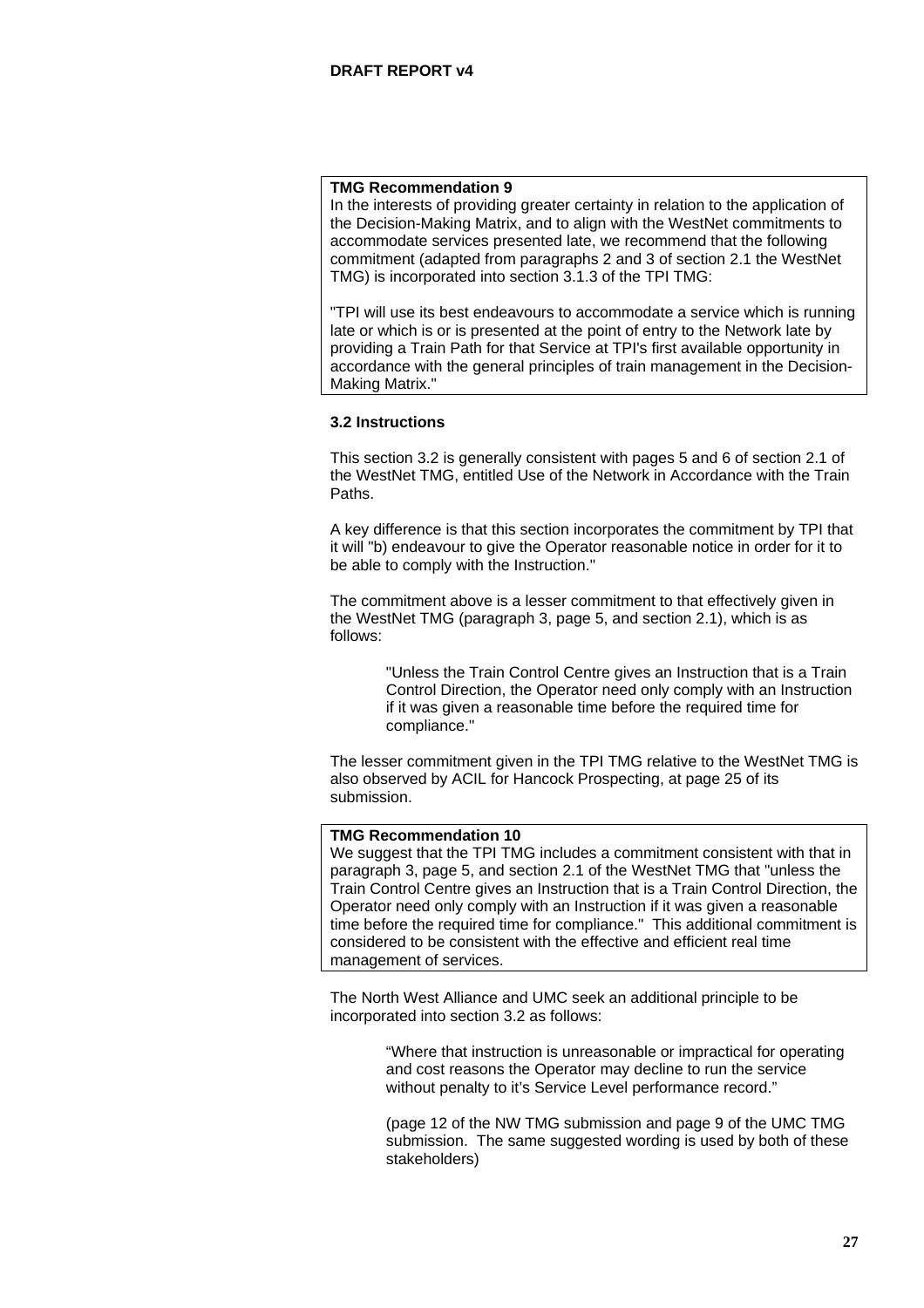**TMG Recommendation 9**
In the interests of providing greater certainty in relation to the application of the Decision-Making Matrix, and to align with the WestNet commitments to accommodate services presented late, we recommend that the following commitment (adapted from paragraphs 2 and 3 of section 2.1 the WestNet TMG) is incorporated into section 3.1.3 of the TPI TMG:

"TPI will use its best endeavours to accommodate a service which is running late or which is or is presented at the point of entry to the Network late by providing a Train Path for that Service at TPI's first available opportunity in accordance with the general principles of train management in the Decision-Making Matrix."

### 3.2 Instructions

This section 3.2 is generally consistent with pages 5 and 6 of section 2.1 of the WestNet TMG, entitled Use of the Network in Accordance with the Train Paths.

A key difference is that this section incorporates the commitment by TPI that it will "b) endeavour to give the Operator reasonable notice in order for it to be able to comply with the Instruction."

The commitment above is a lesser commitment to that effectively given in the WestNet TMG (paragraph 3, page 5, and section 2.1), which is as follows:

> "Unless the Train Control Centre gives an Instruction that is a Train Control Direction, the Operator need only comply with an Instruction if it was given a reasonable time before the required time for compliance."

The lesser commitment given in the TPI TMG relative to the WestNet TMG is also observed by ACIL for Hancock Prospecting, at page 25 of its submission.

**TMG Recommendation 10**
We suggest that the TPI TMG includes a commitment consistent with that in paragraph 3, page 5, and section 2.1 of the WestNet TMG that "unless the Train Control Centre gives an Instruction that is a Train Control Direction, the Operator need only comply with an Instruction if it was given a reasonable time before the required time for compliance." This additional commitment is considered to be consistent with the effective and efficient real time management of services.

The North West Alliance and UMC seek an additional principle to be incorporated into section 3.2 as follows:

> "Where that instruction is unreasonable or impractical for operating and cost reasons the Operator may decline to run the service without penalty to it's Service Level performance record."
>
> (page 12 of the NW TMG submission and page 9 of the UMC TMG submission. The same suggested wording is used by both of these stakeholders)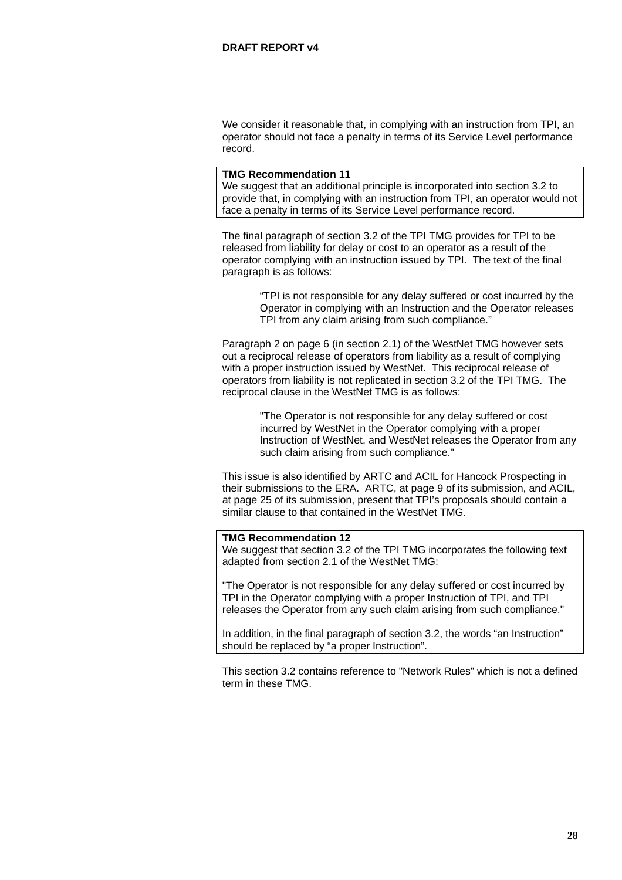We consider it reasonable that, in complying with an instruction from TPI, an operator should not face a penalty in terms of its Service Level performance record.

> **TMG Recommendation 11**
> We suggest that an additional principle is incorporated into section 3.2 to provide that, in complying with an instruction from TPI, an operator would not face a penalty in terms of its Service Level performance record.

The final paragraph of section 3.2 of the TPI TMG provides for TPI to be released from liability for delay or cost to an operator as a result of the operator complying with an instruction issued by TPI. The text of the final paragraph is as follows:

> "TPI is not responsible for any delay suffered or cost incurred by the Operator in complying with an Instruction and the Operator releases TPI from any claim arising from such compliance."

Paragraph 2 on page 6 (in section 2.1) of the WestNet TMG however sets out a reciprocal release of operators from liability as a result of complying with a proper instruction issued by WestNet. This reciprocal release of operators from liability is not replicated in section 3.2 of the TPI TMG. The reciprocal clause in the WestNet TMG is as follows:

> "The Operator is not responsible for any delay suffered or cost incurred by WestNet in the Operator complying with a proper Instruction of WestNet, and WestNet releases the Operator from any such claim arising from such compliance."

This issue is also identified by ARTC and ACIL for Hancock Prospecting in their submissions to the ERA. ARTC, at page 9 of its submission, and ACIL, at page 25 of its submission, present that TPI's proposals should contain a similar clause to that contained in the WestNet TMG.

> **TMG Recommendation 12**
> We suggest that section 3.2 of the TPI TMG incorporates the following text adapted from section 2.1 of the WestNet TMG:
>
> "The Operator is not responsible for any delay suffered or cost incurred by TPI in the Operator complying with a proper Instruction of TPI, and TPI releases the Operator from any such claim arising from such compliance."
>
> In addition, in the final paragraph of section 3.2, the words "an Instruction" should be replaced by "a proper Instruction".

This section 3.2 contains reference to "Network Rules" which is not a defined term in these TMG.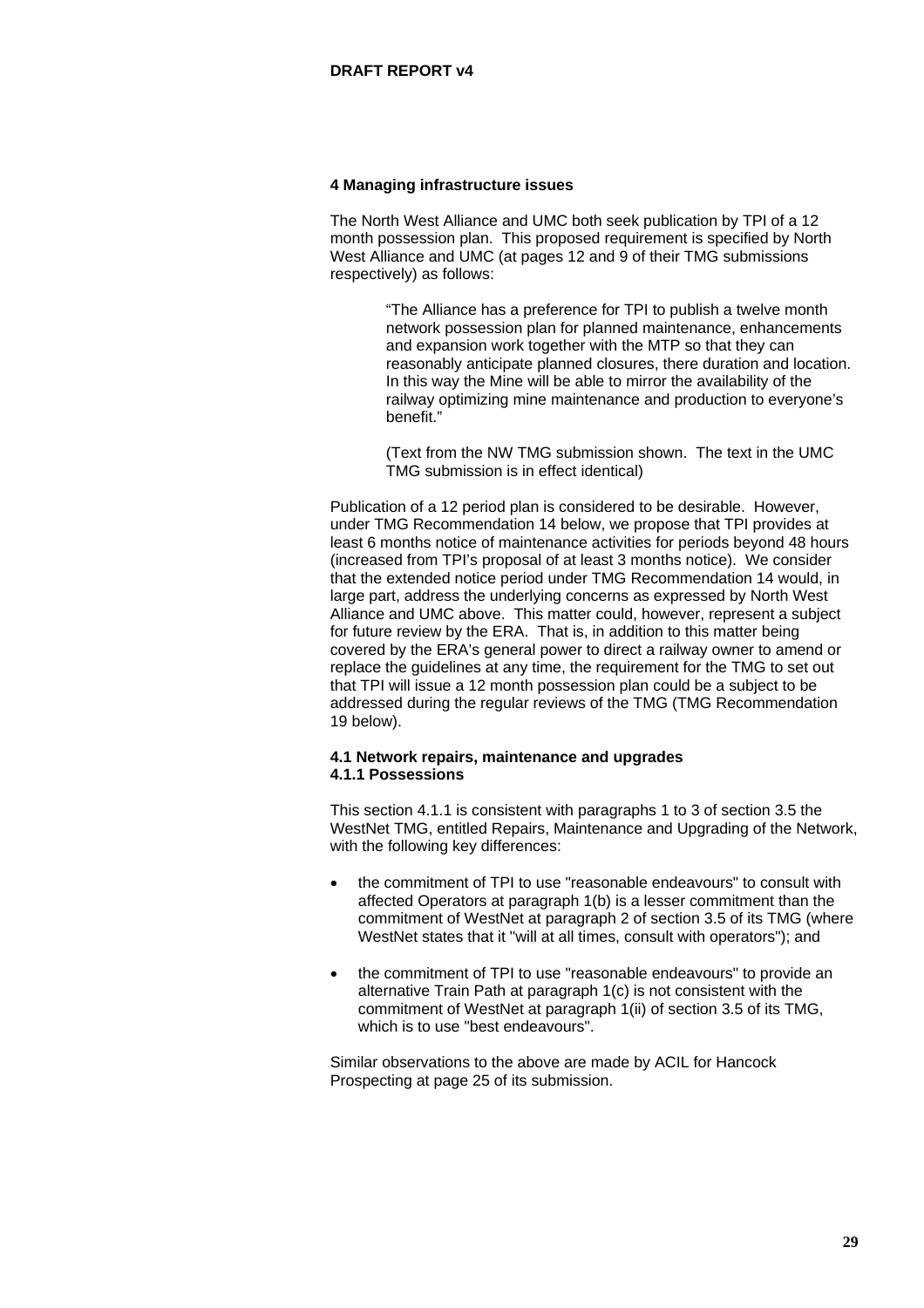## 4 Managing infrastructure issues

The North West Alliance and UMC both seek publication by TPI of a 12 month possession plan. This proposed requirement is specified by North West Alliance and UMC (at pages 12 and 9 of their TMG submissions respectively) as follows:

> "The Alliance has a preference for TPI to publish a twelve month network possession plan for planned maintenance, enhancements and expansion work together with the MTP so that they can reasonably anticipate planned closures, there duration and location. In this way the Mine will be able to mirror the availability of the railway optimizing mine maintenance and production to everyone's benefit."
>
> (Text from the NW TMG submission shown. The text in the UMC TMG submission is in effect identical)

Publication of a 12 period plan is considered to be desirable. However, under TMG Recommendation 14 below, we propose that TPI provides at least 6 months notice of maintenance activities for periods beyond 48 hours (increased from TPI's proposal of at least 3 months notice). We consider that the extended notice period under TMG Recommendation 14 would, in large part, address the underlying concerns as expressed by North West Alliance and UMC above. This matter could, however, represent a subject for future review by the ERA. That is, in addition to this matter being covered by the ERA's general power to direct a railway owner to amend or replace the guidelines at any time, the requirement for the TMG to set out that TPI will issue a 12 month possession plan could be a subject to be addressed during the regular reviews of the TMG (TMG Recommendation 19 below).

### 4.1 Network repairs, maintenance and upgrades

#### 4.1.1 Possessions

This section 4.1.1 is consistent with paragraphs 1 to 3 of section 3.5 the WestNet TMG, entitled Repairs, Maintenance and Upgrading of the Network, with the following key differences:

- the commitment of TPI to use "reasonable endeavours" to consult with affected Operators at paragraph 1(b) is a lesser commitment than the commitment of WestNet at paragraph 2 of section 3.5 of its TMG (where WestNet states that it "will at all times, consult with operators"); and
- the commitment of TPI to use "reasonable endeavours" to provide an alternative Train Path at paragraph 1(c) is not consistent with the commitment of WestNet at paragraph 1(ii) of section 3.5 of its TMG, which is to use "best endeavours".

Similar observations to the above are made by ACIL for Hancock Prospecting at page 25 of its submission.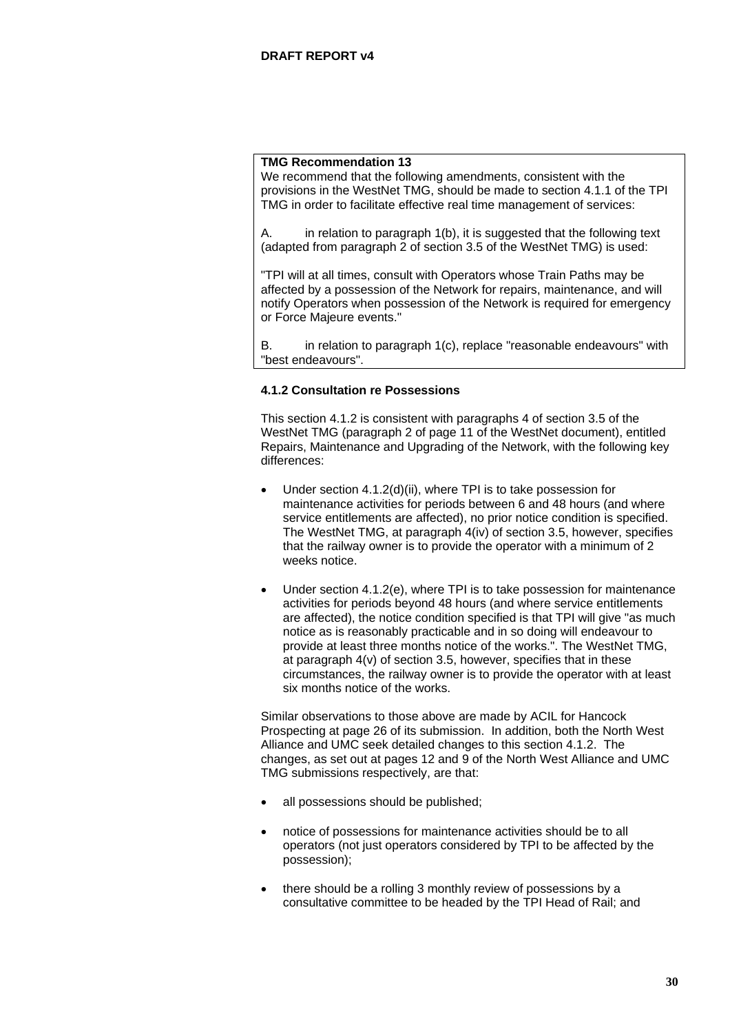**TMG Recommendation 13**

We recommend that the following amendments, consistent with the provisions in the WestNet TMG, should be made to section 4.1.1 of the TPI TMG in order to facilitate effective real time management of services:

A. in relation to paragraph 1(b), it is suggested that the following text (adapted from paragraph 2 of section 3.5 of the WestNet TMG) is used:

"TPI will at all times, consult with Operators whose Train Paths may be affected by a possession of the Network for repairs, maintenance, and will notify Operators when possession of the Network is required for emergency or Force Majeure events."

B. in relation to paragraph 1(c), replace "reasonable endeavours" with "best endeavours".

#### 4.1.2 Consultation re Possessions

This section 4.1.2 is consistent with paragraphs 4 of section 3.5 of the WestNet TMG (paragraph 2 of page 11 of the WestNet document), entitled Repairs, Maintenance and Upgrading of the Network, with the following key differences:

- Under section 4.1.2(d)(ii), where TPI is to take possession for maintenance activities for periods between 6 and 48 hours (and where service entitlements are affected), no prior notice condition is specified. The WestNet TMG, at paragraph 4(iv) of section 3.5, however, specifies that the railway owner is to provide the operator with a minimum of 2 weeks notice.
- Under section 4.1.2(e), where TPI is to take possession for maintenance activities for periods beyond 48 hours (and where service entitlements are affected), the notice condition specified is that TPI will give "as much notice as is reasonably practicable and in so doing will endeavour to provide at least three months notice of the works.". The WestNet TMG, at paragraph 4(v) of section 3.5, however, specifies that in these circumstances, the railway owner is to provide the operator with at least six months notice of the works.

Similar observations to those above are made by ACIL for Hancock Prospecting at page 26 of its submission. In addition, both the North West Alliance and UMC seek detailed changes to this section 4.1.2. The changes, as set out at pages 12 and 9 of the North West Alliance and UMC TMG submissions respectively, are that:

- all possessions should be published;
- notice of possessions for maintenance activities should be to all operators (not just operators considered by TPI to be affected by the possession);
- there should be a rolling 3 monthly review of possessions by a consultative committee to be headed by the TPI Head of Rail; and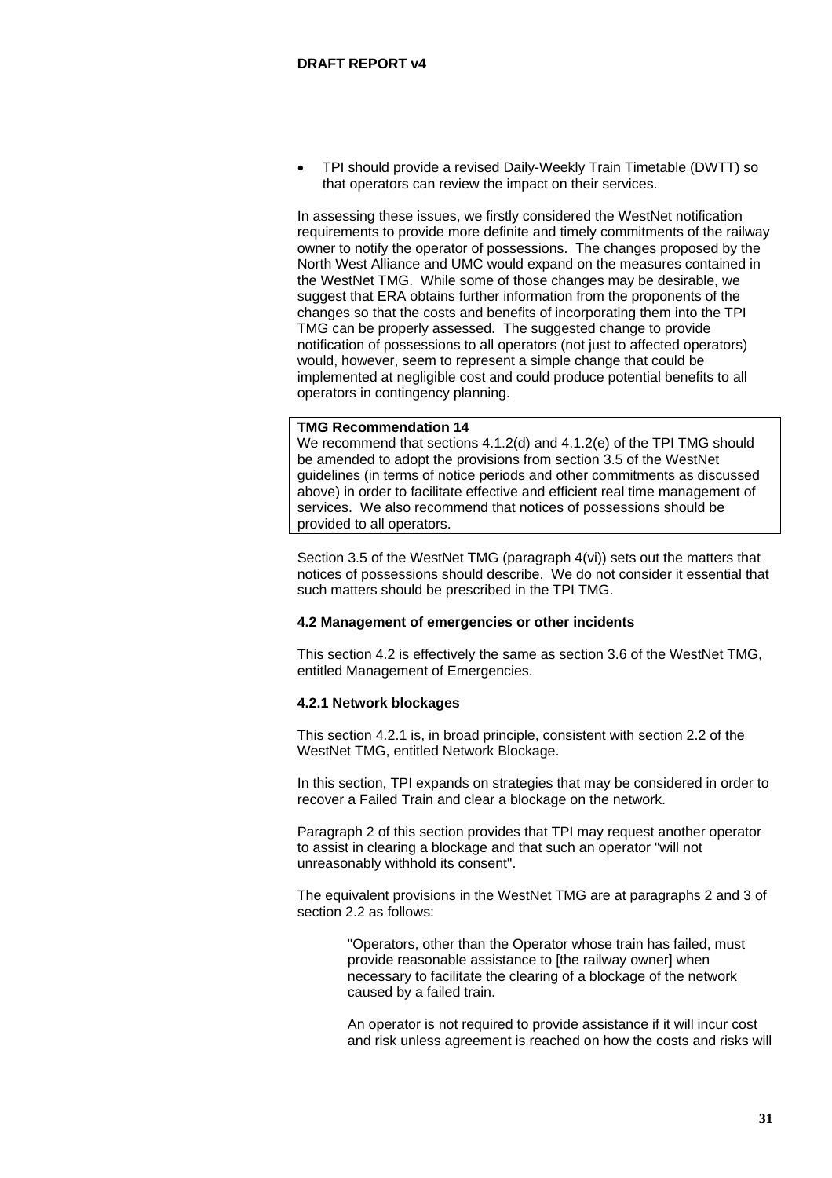- TPI should provide a revised Daily-Weekly Train Timetable (DWTT) so that operators can review the impact on their services.

In assessing these issues, we firstly considered the WestNet notification requirements to provide more definite and timely commitments of the railway owner to notify the operator of possessions. The changes proposed by the North West Alliance and UMC would expand on the measures contained in the WestNet TMG. While some of those changes may be desirable, we suggest that ERA obtains further information from the proponents of the changes so that the costs and benefits of incorporating them into the TPI TMG can be properly assessed. The suggested change to provide notification of possessions to all operators (not just to affected operators) would, however, seem to represent a simple change that could be implemented at negligible cost and could produce potential benefits to all operators in contingency planning.

> **TMG Recommendation 14**
> We recommend that sections 4.1.2(d) and 4.1.2(e) of the TPI TMG should be amended to adopt the provisions from section 3.5 of the WestNet guidelines (in terms of notice periods and other commitments as discussed above) in order to facilitate effective and efficient real time management of services. We also recommend that notices of possessions should be provided to all operators.

Section 3.5 of the WestNet TMG (paragraph 4(vi)) sets out the matters that notices of possessions should describe. We do not consider it essential that such matters should be prescribed in the TPI TMG.

### 4.2 Management of emergencies or other incidents

This section 4.2 is effectively the same as section 3.6 of the WestNet TMG, entitled Management of Emergencies.

### 4.2.1 Network blockages

This section 4.2.1 is, in broad principle, consistent with section 2.2 of the WestNet TMG, entitled Network Blockage.

In this section, TPI expands on strategies that may be considered in order to recover a Failed Train and clear a blockage on the network.

Paragraph 2 of this section provides that TPI may request another operator to assist in clearing a blockage and that such an operator "will not unreasonably withhold its consent".

The equivalent provisions in the WestNet TMG are at paragraphs 2 and 3 of section 2.2 as follows:

> "Operators, other than the Operator whose train has failed, must provide reasonable assistance to [the railway owner] when necessary to facilitate the clearing of a blockage of the network caused by a failed train.
>
> An operator is not required to provide assistance if it will incur cost and risk unless agreement is reached on how the costs and risks will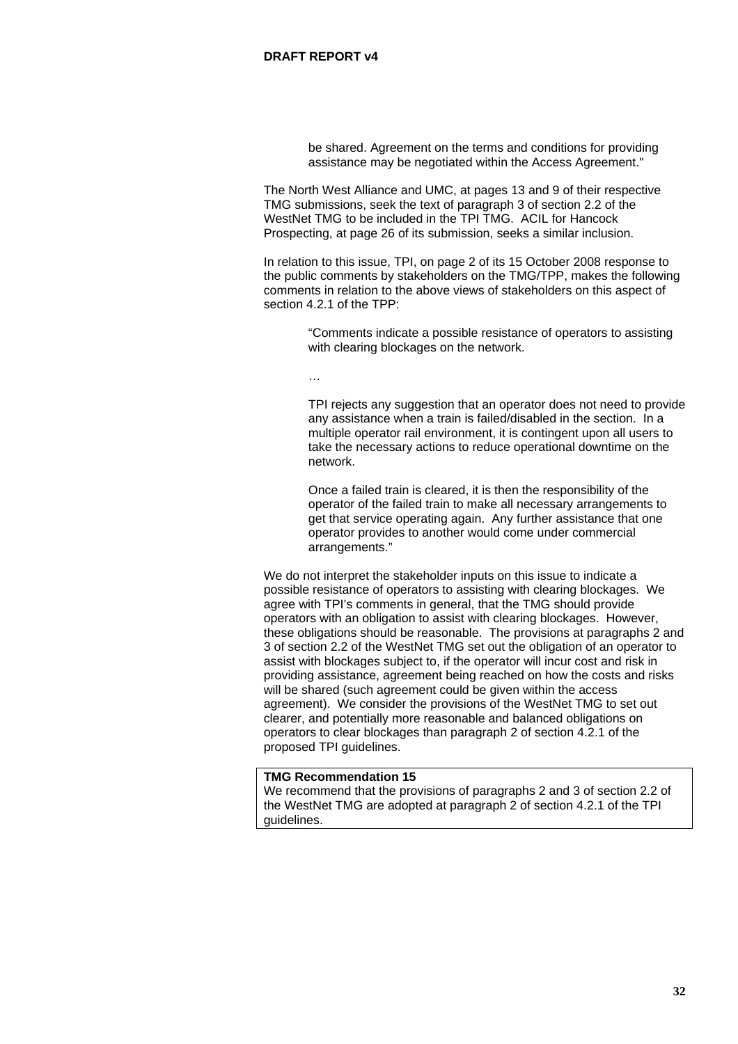> be shared. Agreement on the terms and conditions for providing assistance may be negotiated within the Access Agreement."

The North West Alliance and UMC, at pages 13 and 9 of their respective TMG submissions, seek the text of paragraph 3 of section 2.2 of the WestNet TMG to be included in the TPI TMG. ACIL for Hancock Prospecting, at page 26 of its submission, seeks a similar inclusion.

In relation to this issue, TPI, on page 2 of its 15 October 2008 response to the public comments by stakeholders on the TMG/TPP, makes the following comments in relation to the above views of stakeholders on this aspect of section 4.2.1 of the TPP:

> "Comments indicate a possible resistance of operators to assisting with clearing blockages on the network.
>
> …
>
> TPI rejects any suggestion that an operator does not need to provide any assistance when a train is failed/disabled in the section. In a multiple operator rail environment, it is contingent upon all users to take the necessary actions to reduce operational downtime on the network.
>
> Once a failed train is cleared, it is then the responsibility of the operator of the failed train to make all necessary arrangements to get that service operating again. Any further assistance that one operator provides to another would come under commercial arrangements."

We do not interpret the stakeholder inputs on this issue to indicate a possible resistance of operators to assisting with clearing blockages. We agree with TPI's comments in general, that the TMG should provide operators with an obligation to assist with clearing blockages. However, these obligations should be reasonable. The provisions at paragraphs 2 and 3 of section 2.2 of the WestNet TMG set out the obligation of an operator to assist with blockages subject to, if the operator will incur cost and risk in providing assistance, agreement being reached on how the costs and risks will be shared (such agreement could be given within the access agreement). We consider the provisions of the WestNet TMG to set out clearer, and potentially more reasonable and balanced obligations on operators to clear blockages than paragraph 2 of section 4.2.1 of the proposed TPI guidelines.

**TMG Recommendation 15**

We recommend that the provisions of paragraphs 2 and 3 of section 2.2 of the WestNet TMG are adopted at paragraph 2 of section 4.2.1 of the TPI guidelines.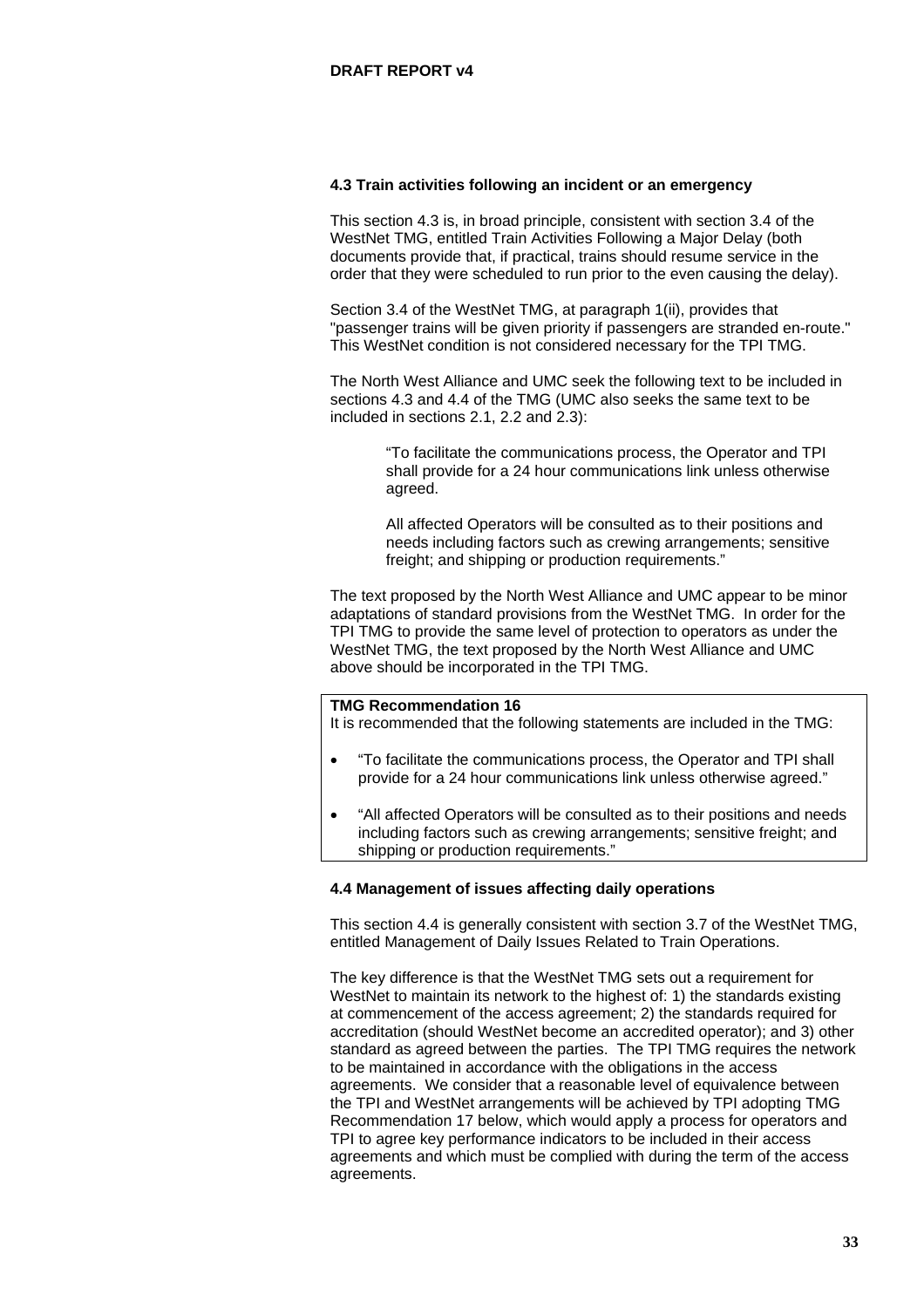### 4.3 Train activities following an incident or an emergency

This section 4.3 is, in broad principle, consistent with section 3.4 of the WestNet TMG, entitled Train Activities Following a Major Delay (both documents provide that, if practical, trains should resume service in the order that they were scheduled to run prior to the even causing the delay).

Section 3.4 of the WestNet TMG, at paragraph 1(ii), provides that "passenger trains will be given priority if passengers are stranded en-route." This WestNet condition is not considered necessary for the TPI TMG.

The North West Alliance and UMC seek the following text to be included in sections 4.3 and 4.4 of the TMG (UMC also seeks the same text to be included in sections 2.1, 2.2 and 2.3):

> "To facilitate the communications process, the Operator and TPI shall provide for a 24 hour communications link unless otherwise agreed.
>
> All affected Operators will be consulted as to their positions and needs including factors such as crewing arrangements; sensitive freight; and shipping or production requirements."

The text proposed by the North West Alliance and UMC appear to be minor adaptations of standard provisions from the WestNet TMG. In order for the TPI TMG to provide the same level of protection to operators as under the WestNet TMG, the text proposed by the North West Alliance and UMC above should be incorporated in the TPI TMG.

**TMG Recommendation 16**

It is recommended that the following statements are included in the TMG:

- "To facilitate the communications process, the Operator and TPI shall provide for a 24 hour communications link unless otherwise agreed."
- "All affected Operators will be consulted as to their positions and needs including factors such as crewing arrangements; sensitive freight; and shipping or production requirements."

### 4.4 Management of issues affecting daily operations

This section 4.4 is generally consistent with section 3.7 of the WestNet TMG, entitled Management of Daily Issues Related to Train Operations.

The key difference is that the WestNet TMG sets out a requirement for WestNet to maintain its network to the highest of: 1) the standards existing at commencement of the access agreement; 2) the standards required for accreditation (should WestNet become an accredited operator); and 3) other standard as agreed between the parties. The TPI TMG requires the network to be maintained in accordance with the obligations in the access agreements. We consider that a reasonable level of equivalence between the TPI and WestNet arrangements will be achieved by TPI adopting TMG Recommendation 17 below, which would apply a process for operators and TPI to agree key performance indicators to be included in their access agreements and which must be complied with during the term of the access agreements.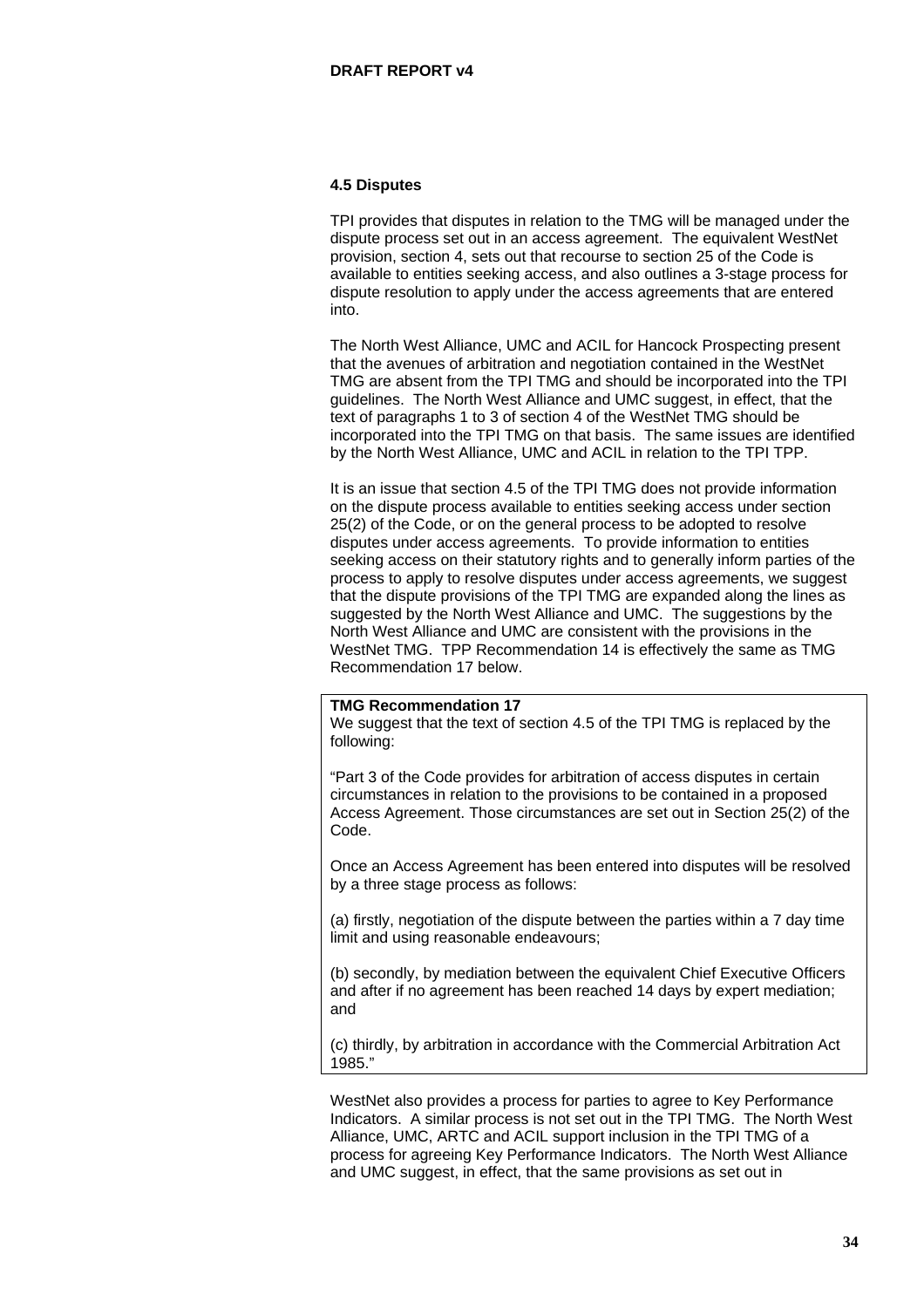### 4.5 Disputes

TPI provides that disputes in relation to the TMG will be managed under the dispute process set out in an access agreement. The equivalent WestNet provision, section 4, sets out that recourse to section 25 of the Code is available to entities seeking access, and also outlines a 3-stage process for dispute resolution to apply under the access agreements that are entered into.

The North West Alliance, UMC and ACIL for Hancock Prospecting present that the avenues of arbitration and negotiation contained in the WestNet TMG are absent from the TPI TMG and should be incorporated into the TPI guidelines. The North West Alliance and UMC suggest, in effect, that the text of paragraphs 1 to 3 of section 4 of the WestNet TMG should be incorporated into the TPI TMG on that basis. The same issues are identified by the North West Alliance, UMC and ACIL in relation to the TPI TPP.

It is an issue that section 4.5 of the TPI TMG does not provide information on the dispute process available to entities seeking access under section 25(2) of the Code, or on the general process to be adopted to resolve disputes under access agreements. To provide information to entities seeking access on their statutory rights and to generally inform parties of the process to apply to resolve disputes under access agreements, we suggest that the dispute provisions of the TPI TMG are expanded along the lines as suggested by the North West Alliance and UMC. The suggestions by the North West Alliance and UMC are consistent with the provisions in the WestNet TMG. TPP Recommendation 14 is effectively the same as TMG Recommendation 17 below.

**TMG Recommendation 17**

We suggest that the text of section 4.5 of the TPI TMG is replaced by the following:

"Part 3 of the Code provides for arbitration of access disputes in certain circumstances in relation to the provisions to be contained in a proposed Access Agreement. Those circumstances are set out in Section 25(2) of the Code.

Once an Access Agreement has been entered into disputes will be resolved by a three stage process as follows:

(a) firstly, negotiation of the dispute between the parties within a 7 day time limit and using reasonable endeavours;

(b) secondly, by mediation between the equivalent Chief Executive Officers and after if no agreement has been reached 14 days by expert mediation; and

(c) thirdly, by arbitration in accordance with the Commercial Arbitration Act 1985."

WestNet also provides a process for parties to agree to Key Performance Indicators. A similar process is not set out in the TPI TMG. The North West Alliance, UMC, ARTC and ACIL support inclusion in the TPI TMG of a process for agreeing Key Performance Indicators. The North West Alliance and UMC suggest, in effect, that the same provisions as set out in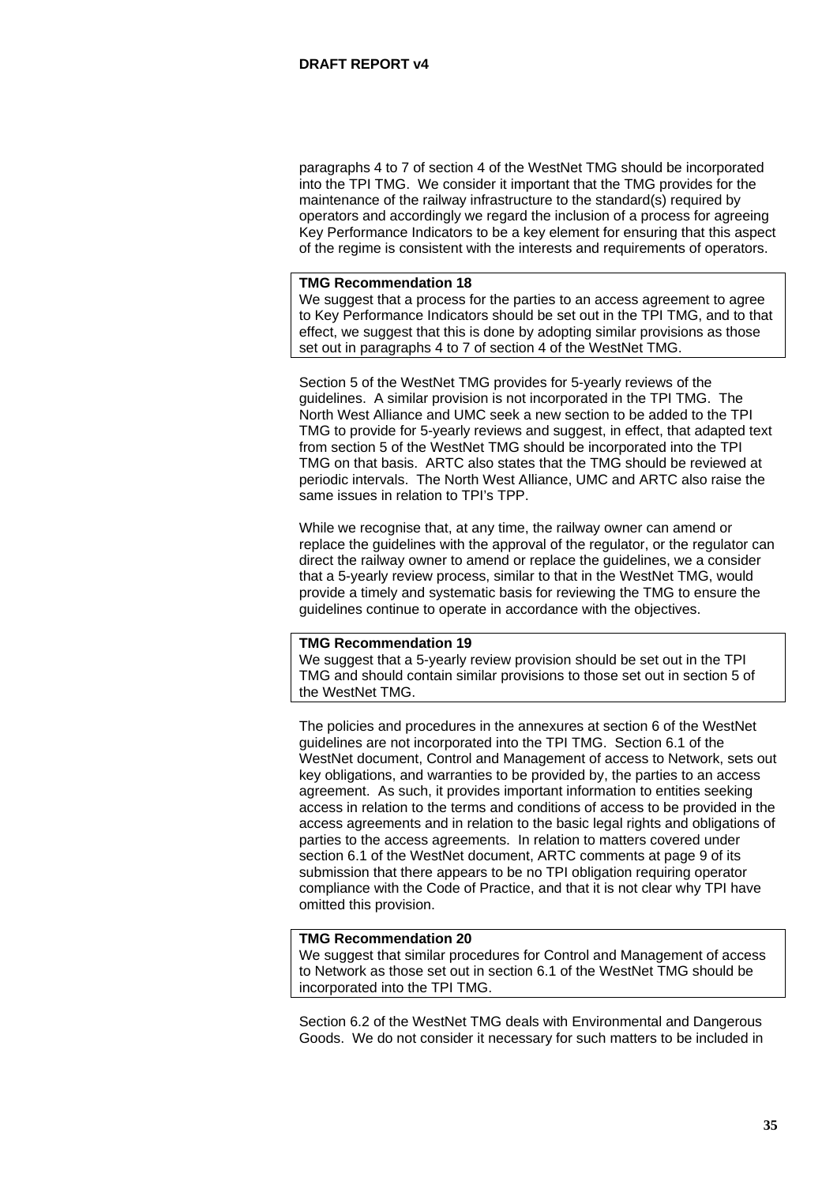paragraphs 4 to 7 of section 4 of the WestNet TMG should be incorporated into the TPI TMG. We consider it important that the TMG provides for the maintenance of the railway infrastructure to the standard(s) required by operators and accordingly we regard the inclusion of a process for agreeing Key Performance Indicators to be a key element for ensuring that this aspect of the regime is consistent with the interests and requirements of operators.

> **TMG Recommendation 18**
> We suggest that a process for the parties to an access agreement to agree to Key Performance Indicators should be set out in the TPI TMG, and to that effect, we suggest that this is done by adopting similar provisions as those set out in paragraphs 4 to 7 of section 4 of the WestNet TMG.

Section 5 of the WestNet TMG provides for 5-yearly reviews of the guidelines. A similar provision is not incorporated in the TPI TMG. The North West Alliance and UMC seek a new section to be added to the TPI TMG to provide for 5-yearly reviews and suggest, in effect, that adapted text from section 5 of the WestNet TMG should be incorporated into the TPI TMG on that basis. ARTC also states that the TMG should be reviewed at periodic intervals. The North West Alliance, UMC and ARTC also raise the same issues in relation to TPI's TPP.

While we recognise that, at any time, the railway owner can amend or replace the guidelines with the approval of the regulator, or the regulator can direct the railway owner to amend or replace the guidelines, we a consider that a 5-yearly review process, similar to that in the WestNet TMG, would provide a timely and systematic basis for reviewing the TMG to ensure the guidelines continue to operate in accordance with the objectives.

> **TMG Recommendation 19**
> We suggest that a 5-yearly review provision should be set out in the TPI TMG and should contain similar provisions to those set out in section 5 of the WestNet TMG.

The policies and procedures in the annexures at section 6 of the WestNet guidelines are not incorporated into the TPI TMG. Section 6.1 of the WestNet document, Control and Management of access to Network, sets out key obligations, and warranties to be provided by, the parties to an access agreement. As such, it provides important information to entities seeking access in relation to the terms and conditions of access to be provided in the access agreements and in relation to the basic legal rights and obligations of parties to the access agreements. In relation to matters covered under section 6.1 of the WestNet document, ARTC comments at page 9 of its submission that there appears to be no TPI obligation requiring operator compliance with the Code of Practice, and that it is not clear why TPI have omitted this provision.

> **TMG Recommendation 20**
> We suggest that similar procedures for Control and Management of access to Network as those set out in section 6.1 of the WestNet TMG should be incorporated into the TPI TMG.

Section 6.2 of the WestNet TMG deals with Environmental and Dangerous Goods. We do not consider it necessary for such matters to be included in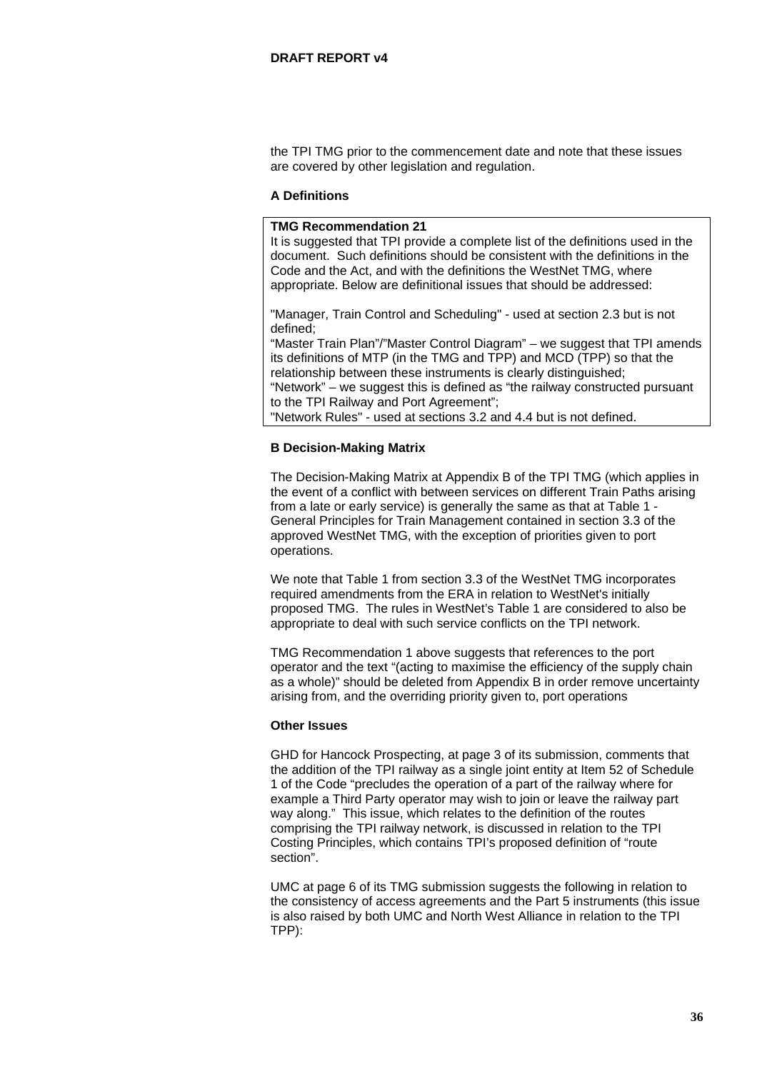the TPI TMG prior to the commencement date and note that these issues are covered by other legislation and regulation.

**A Definitions**

> **TMG Recommendation 21**
> It is suggested that TPI provide a complete list of the definitions used in the document. Such definitions should be consistent with the definitions in the Code and the Act, and with the definitions the WestNet TMG, where appropriate. Below are definitional issues that should be addressed:
>
> "Manager, Train Control and Scheduling" - used at section 2.3 but is not defined;
> "Master Train Plan"/"Master Control Diagram" – we suggest that TPI amends its definitions of MTP (in the TMG and TPP) and MCD (TPP) so that the relationship between these instruments is clearly distinguished;
> "Network" – we suggest this is defined as "the railway constructed pursuant to the TPI Railway and Port Agreement";
> "Network Rules" - used at sections 3.2 and 4.4 but is not defined.

**B Decision-Making Matrix**

The Decision-Making Matrix at Appendix B of the TPI TMG (which applies in the event of a conflict with between services on different Train Paths arising from a late or early service) is generally the same as that at Table 1 - General Principles for Train Management contained in section 3.3 of the approved WestNet TMG, with the exception of priorities given to port operations.

We note that Table 1 from section 3.3 of the WestNet TMG incorporates required amendments from the ERA in relation to WestNet's initially proposed TMG. The rules in WestNet's Table 1 are considered to also be appropriate to deal with such service conflicts on the TPI network.

TMG Recommendation 1 above suggests that references to the port operator and the text "(acting to maximise the efficiency of the supply chain as a whole)" should be deleted from Appendix B in order remove uncertainty arising from, and the overriding priority given to, port operations

**Other Issues**

GHD for Hancock Prospecting, at page 3 of its submission, comments that the addition of the TPI railway as a single joint entity at Item 52 of Schedule 1 of the Code "precludes the operation of a part of the railway where for example a Third Party operator may wish to join or leave the railway part way along." This issue, which relates to the definition of the routes comprising the TPI railway network, is discussed in relation to the TPI Costing Principles, which contains TPI's proposed definition of "route section".

UMC at page 6 of its TMG submission suggests the following in relation to the consistency of access agreements and the Part 5 instruments (this issue is also raised by both UMC and North West Alliance in relation to the TPI TPP):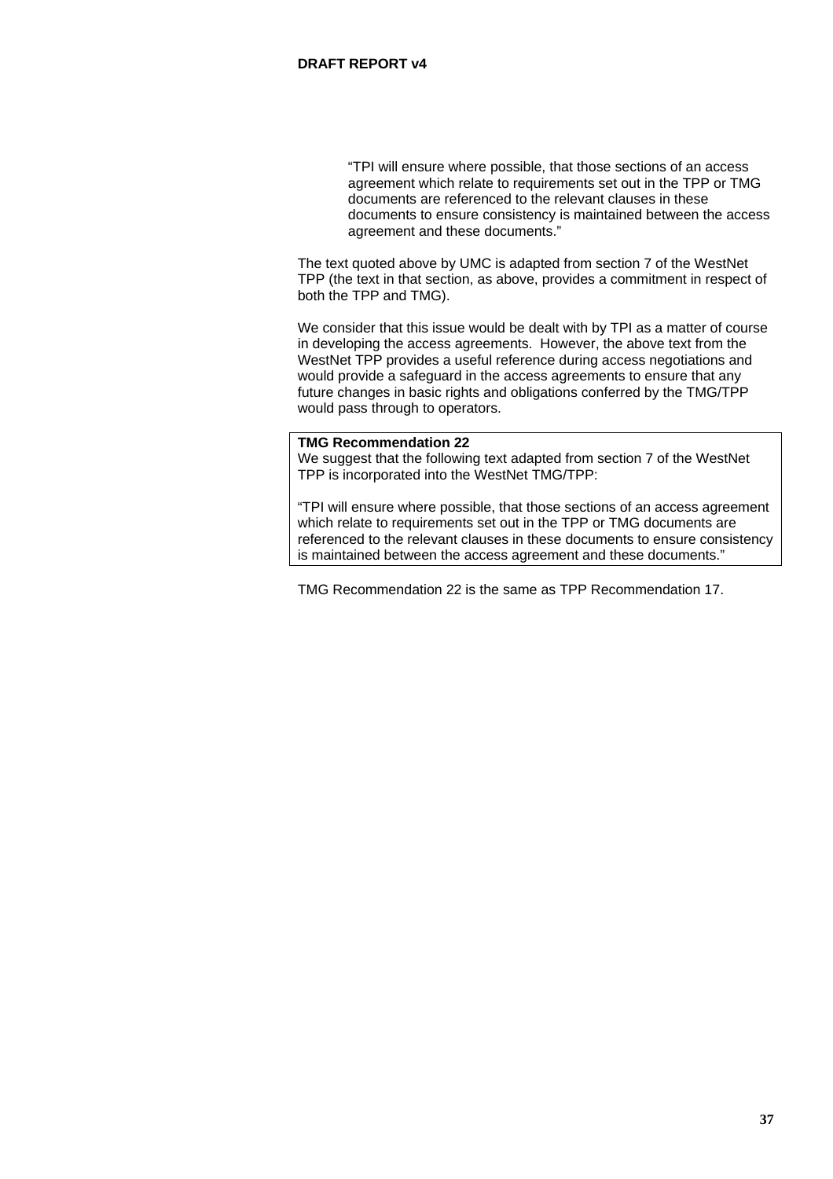> "TPI will ensure where possible, that those sections of an access agreement which relate to requirements set out in the TPP or TMG documents are referenced to the relevant clauses in these documents to ensure consistency is maintained between the access agreement and these documents."

The text quoted above by UMC is adapted from section 7 of the WestNet TPP (the text in that section, as above, provides a commitment in respect of both the TPP and TMG).

We consider that this issue would be dealt with by TPI as a matter of course in developing the access agreements. However, the above text from the WestNet TPP provides a useful reference during access negotiations and would provide a safeguard in the access agreements to ensure that any future changes in basic rights and obligations conferred by the TMG/TPP would pass through to operators.

**TMG Recommendation 22**
We suggest that the following text adapted from section 7 of the WestNet TPP is incorporated into the WestNet TMG/TPP:

"TPI will ensure where possible, that those sections of an access agreement which relate to requirements set out in the TPP or TMG documents are referenced to the relevant clauses in these documents to ensure consistency is maintained between the access agreement and these documents."

TMG Recommendation 22 is the same as TPP Recommendation 17.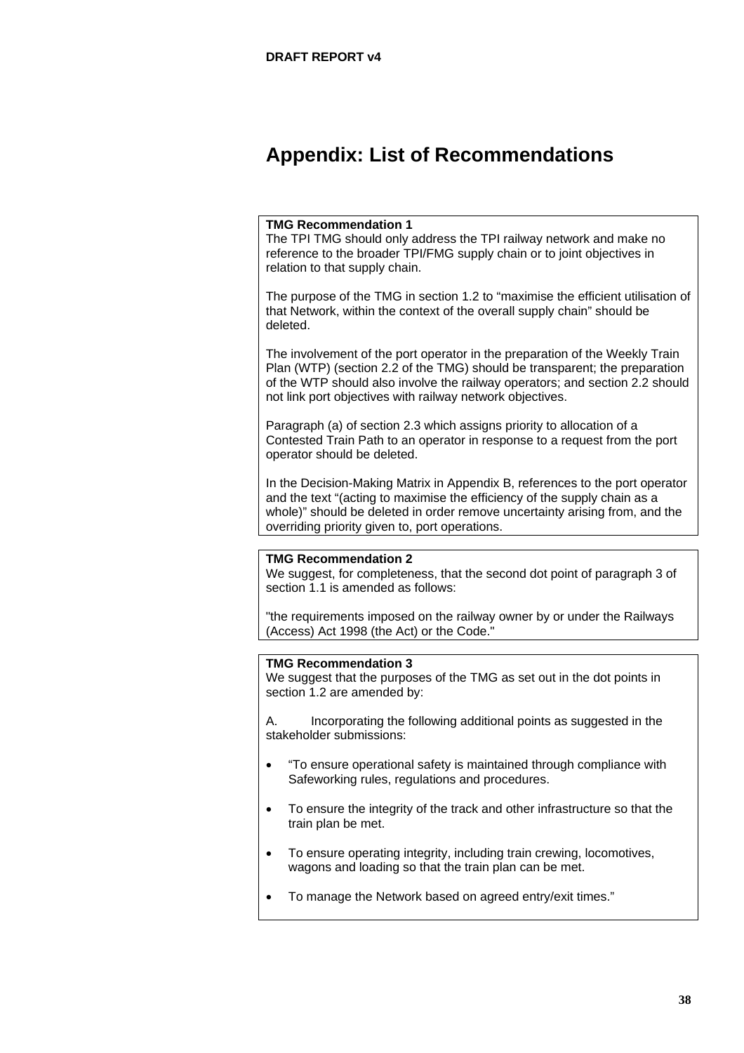# Appendix: List of Recommendations

**TMG Recommendation 1**
The TPI TMG should only address the TPI railway network and make no reference to the broader TPI/FMG supply chain or to joint objectives in relation to that supply chain.

The purpose of the TMG in section 1.2 to "maximise the efficient utilisation of that Network, within the context of the overall supply chain" should be deleted.

The involvement of the port operator in the preparation of the Weekly Train Plan (WTP) (section 2.2 of the TMG) should be transparent; the preparation of the WTP should also involve the railway operators; and section 2.2 should not link port objectives with railway network objectives.

Paragraph (a) of section 2.3 which assigns priority to allocation of a Contested Train Path to an operator in response to a request from the port operator should be deleted.

In the Decision-Making Matrix in Appendix B, references to the port operator and the text "(acting to maximise the efficiency of the supply chain as a whole)" should be deleted in order remove uncertainty arising from, and the overriding priority given to, port operations.

**TMG Recommendation 2**
We suggest, for completeness, that the second dot point of paragraph 3 of section 1.1 is amended as follows:

"the requirements imposed on the railway owner by or under the Railways (Access) Act 1998 (the Act) or the Code."

**TMG Recommendation 3**
We suggest that the purposes of the TMG as set out in the dot points in section 1.2 are amended by:

A. Incorporating the following additional points as suggested in the stakeholder submissions:

- "To ensure operational safety is maintained through compliance with Safeworking rules, regulations and procedures.
- To ensure the integrity of the track and other infrastructure so that the train plan be met.
- To ensure operating integrity, including train crewing, locomotives, wagons and loading so that the train plan can be met.
- To manage the Network based on agreed entry/exit times."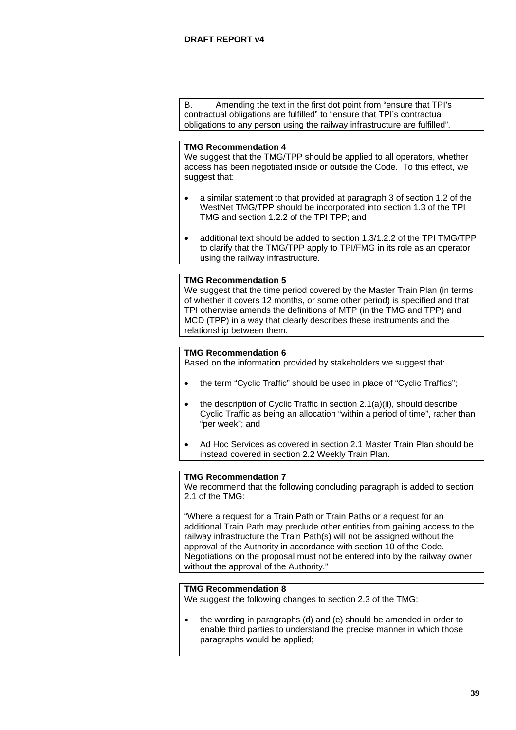B. Amending the text in the first dot point from "ensure that TPI's contractual obligations are fulfilled" to "ensure that TPI's contractual obligations to any person using the railway infrastructure are fulfilled".

**TMG Recommendation 4**

We suggest that the TMG/TPP should be applied to all operators, whether access has been negotiated inside or outside the Code. To this effect, we suggest that:

- a similar statement to that provided at paragraph 3 of section 1.2 of the WestNet TMG/TPP should be incorporated into section 1.3 of the TPI TMG and section 1.2.2 of the TPI TPP; and
- additional text should be added to section 1.3/1.2.2 of the TPI TMG/TPP to clarify that the TMG/TPP apply to TPI/FMG in its role as an operator using the railway infrastructure.

**TMG Recommendation 5**

We suggest that the time period covered by the Master Train Plan (in terms of whether it covers 12 months, or some other period) is specified and that TPI otherwise amends the definitions of MTP (in the TMG and TPP) and MCD (TPP) in a way that clearly describes these instruments and the relationship between them.

**TMG Recommendation 6**

Based on the information provided by stakeholders we suggest that:

- the term "Cyclic Traffic" should be used in place of "Cyclic Traffics";
- the description of Cyclic Traffic in section 2.1(a)(ii), should describe Cyclic Traffic as being an allocation "within a period of time", rather than "per week"; and
- Ad Hoc Services as covered in section 2.1 Master Train Plan should be instead covered in section 2.2 Weekly Train Plan.

**TMG Recommendation 7**

We recommend that the following concluding paragraph is added to section 2.1 of the TMG:

"Where a request for a Train Path or Train Paths or a request for an additional Train Path may preclude other entities from gaining access to the railway infrastructure the Train Path(s) will not be assigned without the approval of the Authority in accordance with section 10 of the Code. Negotiations on the proposal must not be entered into by the railway owner without the approval of the Authority."

**TMG Recommendation 8**

We suggest the following changes to section 2.3 of the TMG:

- the wording in paragraphs (d) and (e) should be amended in order to enable third parties to understand the precise manner in which those paragraphs would be applied;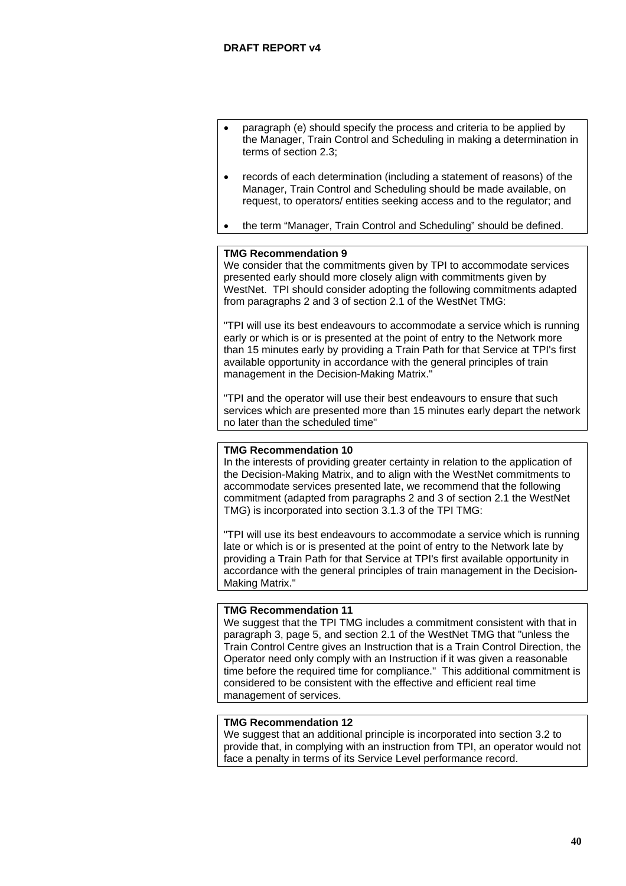- paragraph (e) should specify the process and criteria to be applied by the Manager, Train Control and Scheduling in making a determination in terms of section 2.3;
- records of each determination (including a statement of reasons) of the Manager, Train Control and Scheduling should be made available, on request, to operators/ entities seeking access and to the regulator; and
- the term "Manager, Train Control and Scheduling" should be defined.

**TMG Recommendation 9**

We consider that the commitments given by TPI to accommodate services presented early should more closely align with commitments given by WestNet. TPI should consider adopting the following commitments adapted from paragraphs 2 and 3 of section 2.1 of the WestNet TMG:

"TPI will use its best endeavours to accommodate a service which is running early or which is or is presented at the point of entry to the Network more than 15 minutes early by providing a Train Path for that Service at TPI's first available opportunity in accordance with the general principles of train management in the Decision-Making Matrix."

"TPI and the operator will use their best endeavours to ensure that such services which are presented more than 15 minutes early depart the network no later than the scheduled time"

**TMG Recommendation 10**

In the interests of providing greater certainty in relation to the application of the Decision-Making Matrix, and to align with the WestNet commitments to accommodate services presented late, we recommend that the following commitment (adapted from paragraphs 2 and 3 of section 2.1 the WestNet TMG) is incorporated into section 3.1.3 of the TPI TMG:

"TPI will use its best endeavours to accommodate a service which is running late or which is or is presented at the point of entry to the Network late by providing a Train Path for that Service at TPI's first available opportunity in accordance with the general principles of train management in the Decision-Making Matrix."

**TMG Recommendation 11**

We suggest that the TPI TMG includes a commitment consistent with that in paragraph 3, page 5, and section 2.1 of the WestNet TMG that "unless the Train Control Centre gives an Instruction that is a Train Control Direction, the Operator need only comply with an Instruction if it was given a reasonable time before the required time for compliance." This additional commitment is considered to be consistent with the effective and efficient real time management of services.

**TMG Recommendation 12**

We suggest that an additional principle is incorporated into section 3.2 to provide that, in complying with an instruction from TPI, an operator would not face a penalty in terms of its Service Level performance record.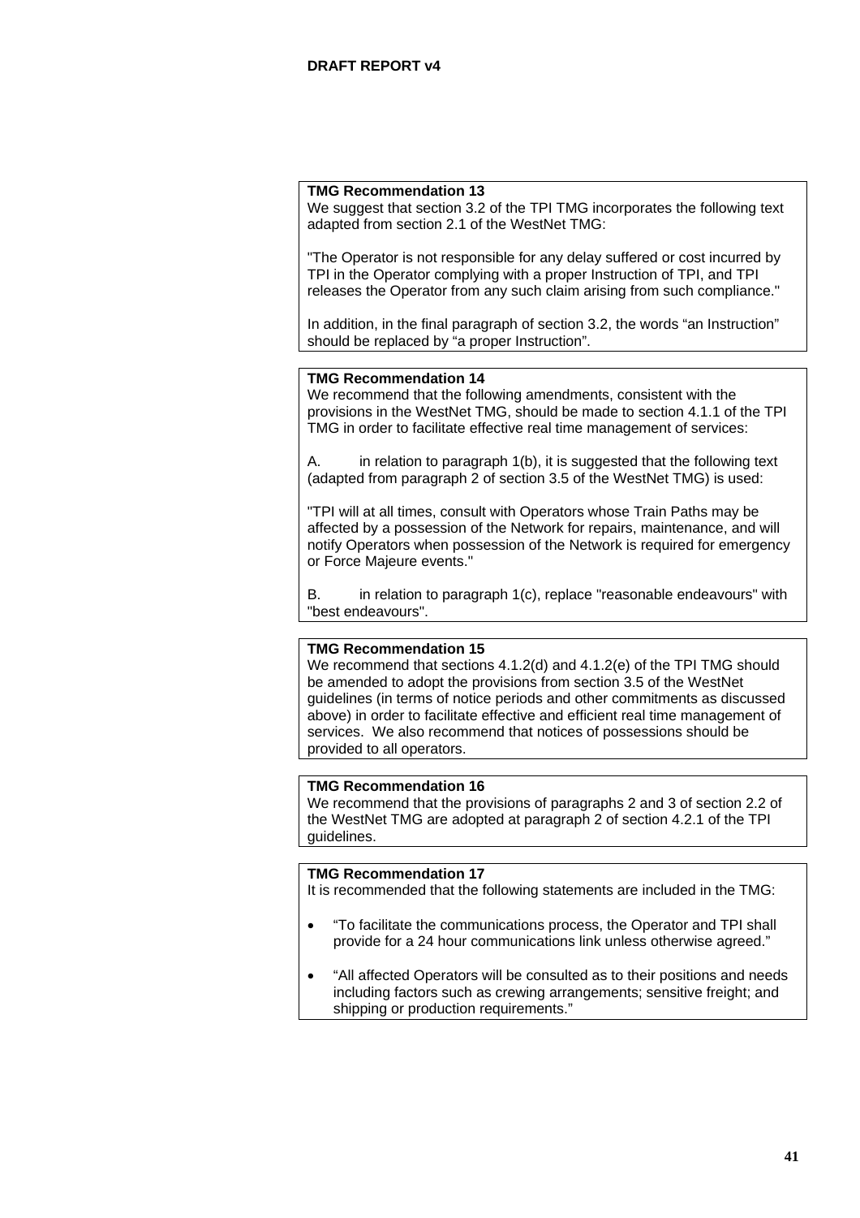**TMG Recommendation 13**

We suggest that section 3.2 of the TPI TMG incorporates the following text adapted from section 2.1 of the WestNet TMG:

"The Operator is not responsible for any delay suffered or cost incurred by TPI in the Operator complying with a proper Instruction of TPI, and TPI releases the Operator from any such claim arising from such compliance."

In addition, in the final paragraph of section 3.2, the words "an Instruction" should be replaced by "a proper Instruction".

**TMG Recommendation 14**

We recommend that the following amendments, consistent with the provisions in the WestNet TMG, should be made to section 4.1.1 of the TPI TMG in order to facilitate effective real time management of services:

A. in relation to paragraph 1(b), it is suggested that the following text (adapted from paragraph 2 of section 3.5 of the WestNet TMG) is used:

"TPI will at all times, consult with Operators whose Train Paths may be affected by a possession of the Network for repairs, maintenance, and will notify Operators when possession of the Network is required for emergency or Force Majeure events."

B. in relation to paragraph 1(c), replace "reasonable endeavours" with "best endeavours".

**TMG Recommendation 15**

We recommend that sections 4.1.2(d) and 4.1.2(e) of the TPI TMG should be amended to adopt the provisions from section 3.5 of the WestNet guidelines (in terms of notice periods and other commitments as discussed above) in order to facilitate effective and efficient real time management of services. We also recommend that notices of possessions should be provided to all operators.

**TMG Recommendation 16**

We recommend that the provisions of paragraphs 2 and 3 of section 2.2 of the WestNet TMG are adopted at paragraph 2 of section 4.2.1 of the TPI guidelines.

**TMG Recommendation 17**

It is recommended that the following statements are included in the TMG:

- "To facilitate the communications process, the Operator and TPI shall provide for a 24 hour communications link unless otherwise agreed."
- "All affected Operators will be consulted as to their positions and needs including factors such as crewing arrangements; sensitive freight; and shipping or production requirements."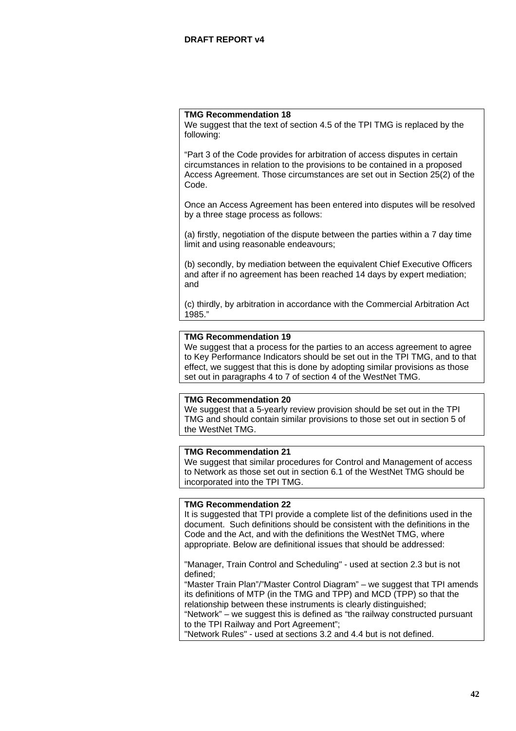**TMG Recommendation 18**

We suggest that the text of section 4.5 of the TPI TMG is replaced by the following:

"Part 3 of the Code provides for arbitration of access disputes in certain circumstances in relation to the provisions to be contained in a proposed Access Agreement. Those circumstances are set out in Section 25(2) of the Code.

Once an Access Agreement has been entered into disputes will be resolved by a three stage process as follows:

(a) firstly, negotiation of the dispute between the parties within a 7 day time limit and using reasonable endeavours;

(b) secondly, by mediation between the equivalent Chief Executive Officers and after if no agreement has been reached 14 days by expert mediation; and

(c) thirdly, by arbitration in accordance with the Commercial Arbitration Act 1985."

**TMG Recommendation 19**

We suggest that a process for the parties to an access agreement to agree to Key Performance Indicators should be set out in the TPI TMG, and to that effect, we suggest that this is done by adopting similar provisions as those set out in paragraphs 4 to 7 of section 4 of the WestNet TMG.

**TMG Recommendation 20**

We suggest that a 5-yearly review provision should be set out in the TPI TMG and should contain similar provisions to those set out in section 5 of the WestNet TMG.

**TMG Recommendation 21**

We suggest that similar procedures for Control and Management of access to Network as those set out in section 6.1 of the WestNet TMG should be incorporated into the TPI TMG.

**TMG Recommendation 22**

It is suggested that TPI provide a complete list of the definitions used in the document. Such definitions should be consistent with the definitions in the Code and the Act, and with the definitions the WestNet TMG, where appropriate. Below are definitional issues that should be addressed:

"Manager, Train Control and Scheduling" - used at section 2.3 but is not defined;

"Master Train Plan"/"Master Control Diagram" – we suggest that TPI amends its definitions of MTP (in the TMG and TPP) and MCD (TPP) so that the relationship between these instruments is clearly distinguished;

"Network" – we suggest this is defined as "the railway constructed pursuant to the TPI Railway and Port Agreement";

"Network Rules" - used at sections 3.2 and 4.4 but is not defined.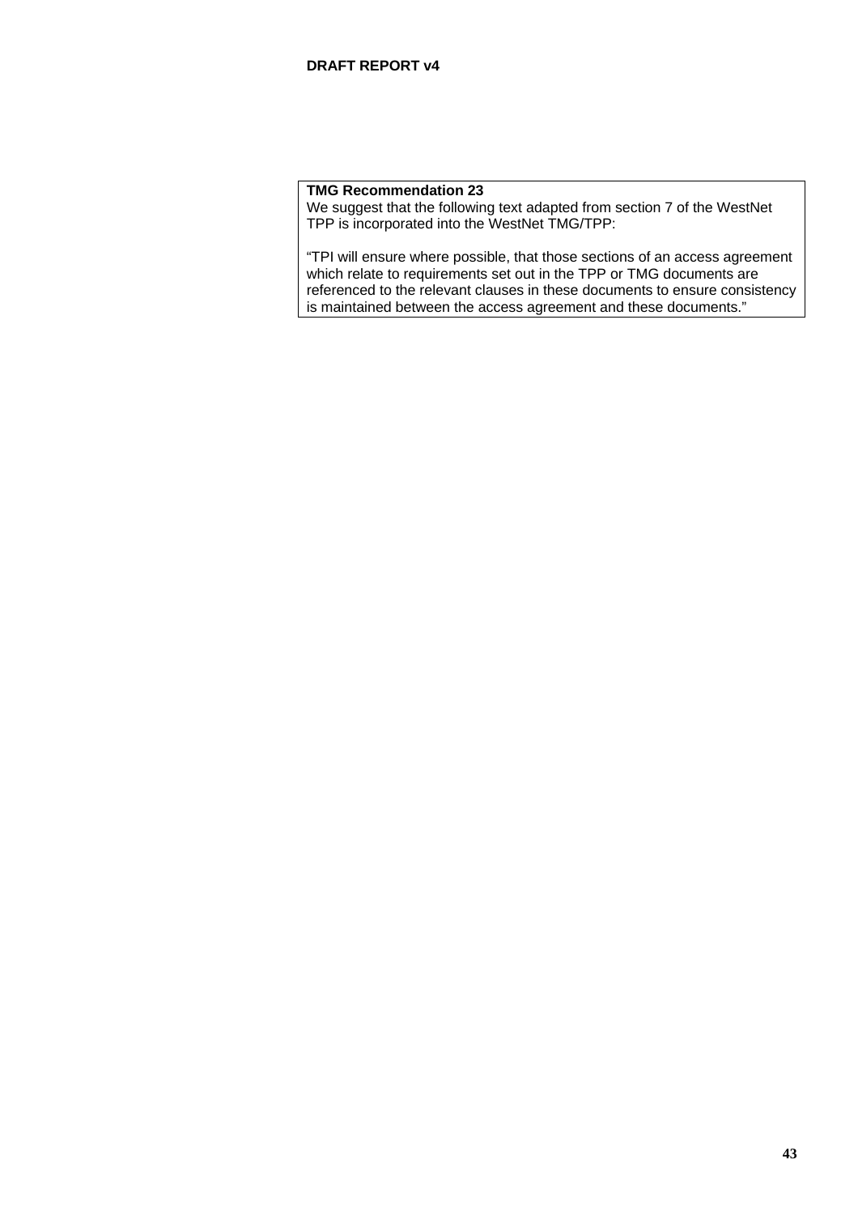**TMG Recommendation 23**

We suggest that the following text adapted from section 7 of the WestNet TPP is incorporated into the WestNet TMG/TPP:

"TPI will ensure where possible, that those sections of an access agreement which relate to requirements set out in the TPP or TMG documents are referenced to the relevant clauses in these documents to ensure consistency is maintained between the access agreement and these documents."